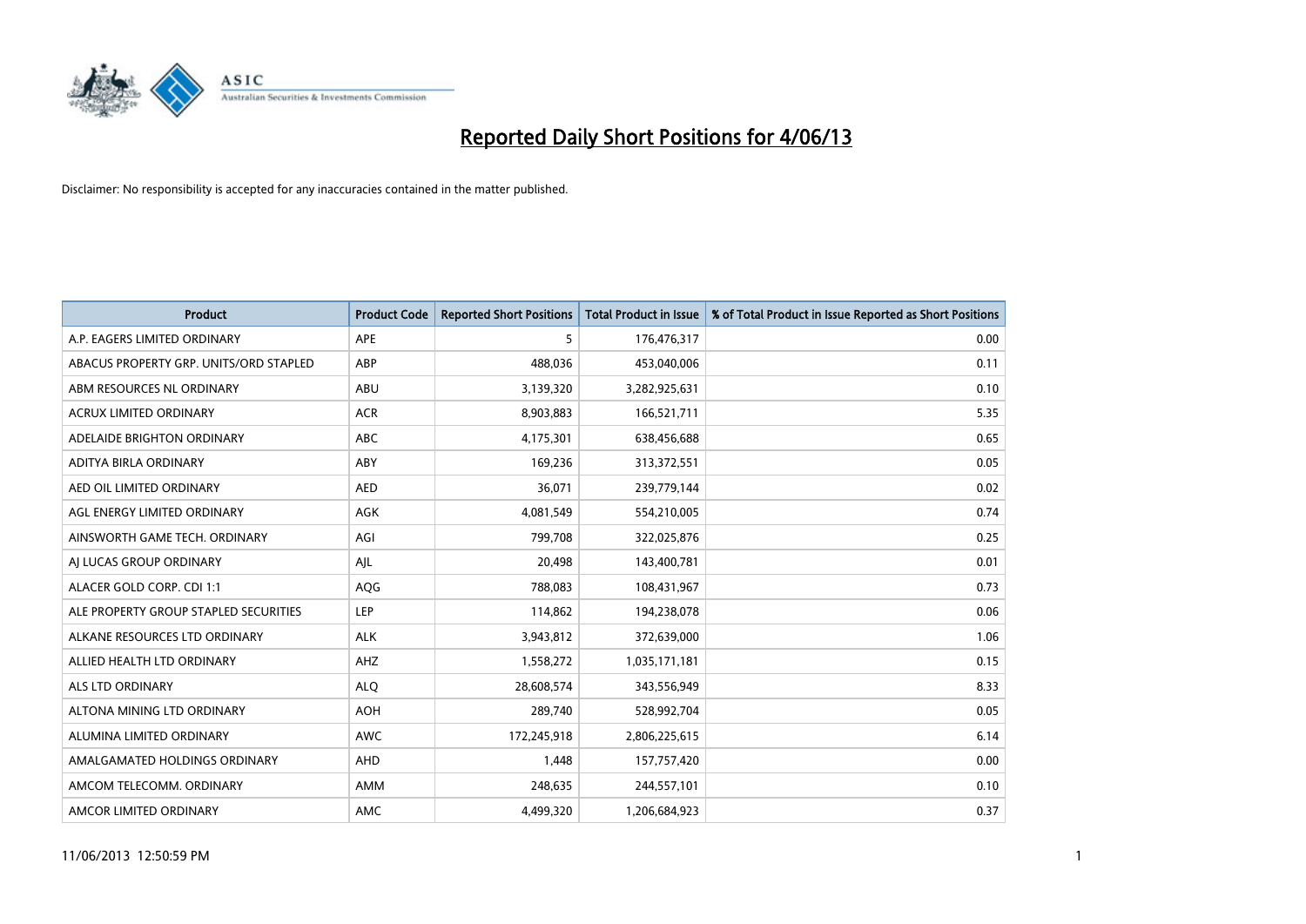# Reported Daily Short Positions for 4/06/13

Disclaimer: No responsibility is accepted for any inaccuracies contained in the matter published.

| Product | Product Code | Reported Short Positions | Total Product in Issue | % of Total Product in Issue Reported as Short Positions |
|---|---|---|---|---|
| A.P. EAGERS LIMITED ORDINARY | APE | 5 | 176,476,317 | 0.00 |
| ABACUS PROPERTY GRP. UNITS/ORD STAPLED | ABP | 488,036 | 453,040,006 | 0.11 |
| ABM RESOURCES NL ORDINARY | ABU | 3,139,320 | 3,282,925,631 | 0.10 |
| ACRUX LIMITED ORDINARY | ACR | 8,903,883 | 166,521,711 | 5.35 |
| ADELAIDE BRIGHTON ORDINARY | ABC | 4,175,301 | 638,456,688 | 0.65 |
| ADITYA BIRLA ORDINARY | ABY | 169,236 | 313,372,551 | 0.05 |
| AED OIL LIMITED ORDINARY | AED | 36,071 | 239,779,144 | 0.02 |
| AGL ENERGY LIMITED ORDINARY | AGK | 4,081,549 | 554,210,005 | 0.74 |
| AINSWORTH GAME TECH. ORDINARY | AGI | 799,708 | 322,025,876 | 0.25 |
| AJ LUCAS GROUP ORDINARY | AJL | 20,498 | 143,400,781 | 0.01 |
| ALACER GOLD CORP. CDI 1:1 | AQG | 788,083 | 108,431,967 | 0.73 |
| ALE PROPERTY GROUP STAPLED SECURITIES | LEP | 114,862 | 194,238,078 | 0.06 |
| ALKANE RESOURCES LTD ORDINARY | ALK | 3,943,812 | 372,639,000 | 1.06 |
| ALLIED HEALTH LTD ORDINARY | AHZ | 1,558,272 | 1,035,171,181 | 0.15 |
| ALS LTD ORDINARY | ALQ | 28,608,574 | 343,556,949 | 8.33 |
| ALTONA MINING LTD ORDINARY | AOH | 289,740 | 528,992,704 | 0.05 |
| ALUMINA LIMITED ORDINARY | AWC | 172,245,918 | 2,806,225,615 | 6.14 |
| AMALGAMATED HOLDINGS ORDINARY | AHD | 1,448 | 157,757,420 | 0.00 |
| AMCOM TELECOMM. ORDINARY | AMM | 248,635 | 244,557,101 | 0.10 |
| AMCOR LIMITED ORDINARY | AMC | 4,499,320 | 1,206,684,923 | 0.37 |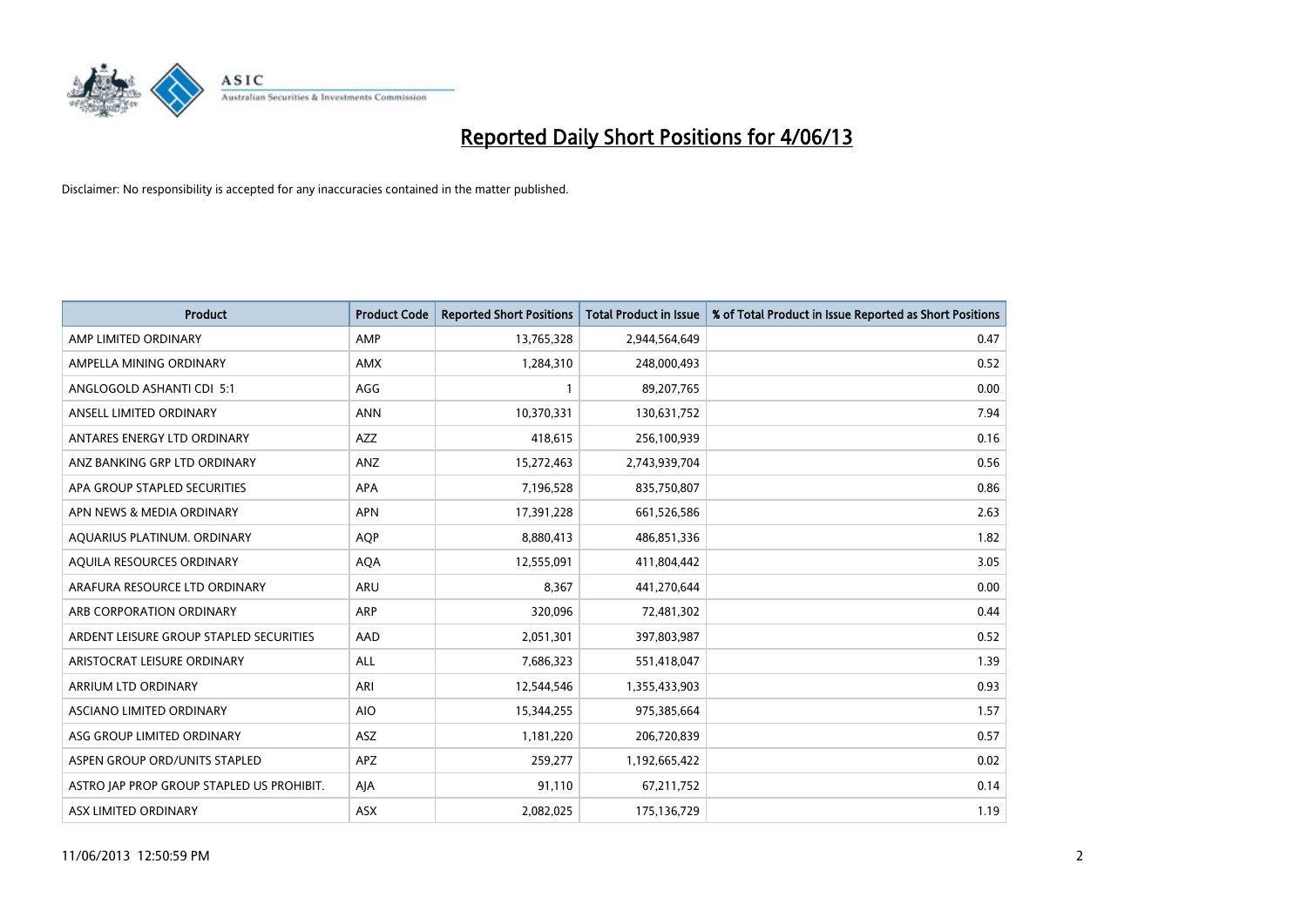# Reported Daily Short Positions for 4/06/13

Disclaimer: No responsibility is accepted for any inaccuracies contained in the matter published.

| Product | Product Code | Reported Short Positions | Total Product in Issue | % of Total Product in Issue Reported as Short Positions |
|---|---|---|---|---|
| AMP LIMITED ORDINARY | AMP | 13,765,328 | 2,944,564,649 | 0.47 |
| AMPELLA MINING ORDINARY | AMX | 1,284,310 | 248,000,493 | 0.52 |
| ANGLOGOLD ASHANTI CDI 5:1 | AGG | 1 | 89,207,765 | 0.00 |
| ANSELL LIMITED ORDINARY | ANN | 10,370,331 | 130,631,752 | 7.94 |
| ANTARES ENERGY LTD ORDINARY | AZZ | 418,615 | 256,100,939 | 0.16 |
| ANZ BANKING GRP LTD ORDINARY | ANZ | 15,272,463 | 2,743,939,704 | 0.56 |
| APA GROUP STAPLED SECURITIES | APA | 7,196,528 | 835,750,807 | 0.86 |
| APN NEWS & MEDIA ORDINARY | APN | 17,391,228 | 661,526,586 | 2.63 |
| AQUARIUS PLATINUM. ORDINARY | AQP | 8,880,413 | 486,851,336 | 1.82 |
| AQUILA RESOURCES ORDINARY | AQA | 12,555,091 | 411,804,442 | 3.05 |
| ARAFURA RESOURCE LTD ORDINARY | ARU | 8,367 | 441,270,644 | 0.00 |
| ARB CORPORATION ORDINARY | ARP | 320,096 | 72,481,302 | 0.44 |
| ARDENT LEISURE GROUP STAPLED SECURITIES | AAD | 2,051,301 | 397,803,987 | 0.52 |
| ARISTOCRAT LEISURE ORDINARY | ALL | 7,686,323 | 551,418,047 | 1.39 |
| ARRIUM LTD ORDINARY | ARI | 12,544,546 | 1,355,433,903 | 0.93 |
| ASCIANO LIMITED ORDINARY | AIO | 15,344,255 | 975,385,664 | 1.57 |
| ASG GROUP LIMITED ORDINARY | ASZ | 1,181,220 | 206,720,839 | 0.57 |
| ASPEN GROUP ORD/UNITS STAPLED | APZ | 259,277 | 1,192,665,422 | 0.02 |
| ASTRO JAP PROP GROUP STAPLED US PROHIBIT. | AJA | 91,110 | 67,211,752 | 0.14 |
| ASX LIMITED ORDINARY | ASX | 2,082,025 | 175,136,729 | 1.19 |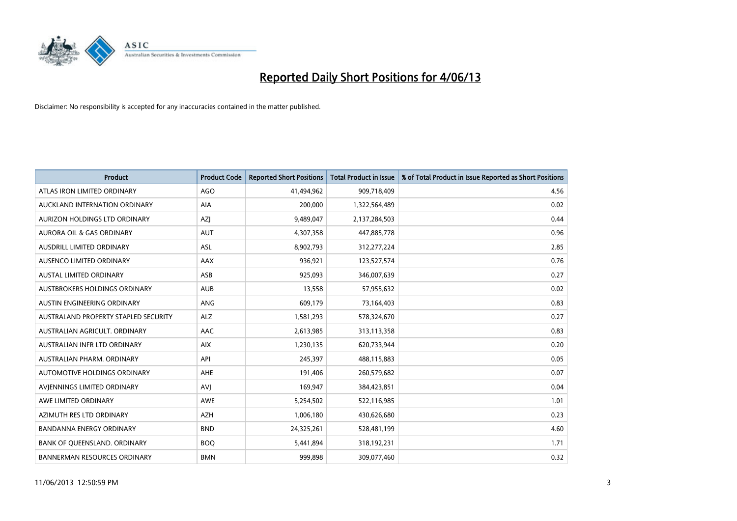# Reported Daily Short Positions for 4/06/13

Disclaimer: No responsibility is accepted for any inaccuracies contained in the matter published.

| Product | Product Code | Reported Short Positions | Total Product in Issue | % of Total Product in Issue Reported as Short Positions |
|---|---|---|---|---|
| ATLAS IRON LIMITED ORDINARY | AGO | 41,494,962 | 909,718,409 | 4.56 |
| AUCKLAND INTERNATION ORDINARY | AIA | 200,000 | 1,322,564,489 | 0.02 |
| AURIZON HOLDINGS LTD ORDINARY | AZJ | 9,489,047 | 2,137,284,503 | 0.44 |
| AURORA OIL & GAS ORDINARY | AUT | 4,307,358 | 447,885,778 | 0.96 |
| AUSDRILL LIMITED ORDINARY | ASL | 8,902,793 | 312,277,224 | 2.85 |
| AUSENCO LIMITED ORDINARY | AAX | 936,921 | 123,527,574 | 0.76 |
| AUSTAL LIMITED ORDINARY | ASB | 925,093 | 346,007,639 | 0.27 |
| AUSTBROKERS HOLDINGS ORDINARY | AUB | 13,558 | 57,955,632 | 0.02 |
| AUSTIN ENGINEERING ORDINARY | ANG | 609,179 | 73,164,403 | 0.83 |
| AUSTRALAND PROPERTY STAPLED SECURITY | ALZ | 1,581,293 | 578,324,670 | 0.27 |
| AUSTRALIAN AGRICULT. ORDINARY | AAC | 2,613,985 | 313,113,358 | 0.83 |
| AUSTRALIAN INFR LTD ORDINARY | AIX | 1,230,135 | 620,733,944 | 0.20 |
| AUSTRALIAN PHARM. ORDINARY | API | 245,397 | 488,115,883 | 0.05 |
| AUTOMOTIVE HOLDINGS ORDINARY | AHE | 191,406 | 260,579,682 | 0.07 |
| AVJENNINGS LIMITED ORDINARY | AVJ | 169,947 | 384,423,851 | 0.04 |
| AWE LIMITED ORDINARY | AWE | 5,254,502 | 522,116,985 | 1.01 |
| AZIMUTH RES LTD ORDINARY | AZH | 1,006,180 | 430,626,680 | 0.23 |
| BANDANNA ENERGY ORDINARY | BND | 24,325,261 | 528,481,199 | 4.60 |
| BANK OF QUEENSLAND. ORDINARY | BOQ | 5,441,894 | 318,192,231 | 1.71 |
| BANNERMAN RESOURCES ORDINARY | BMN | 999,898 | 309,077,460 | 0.32 |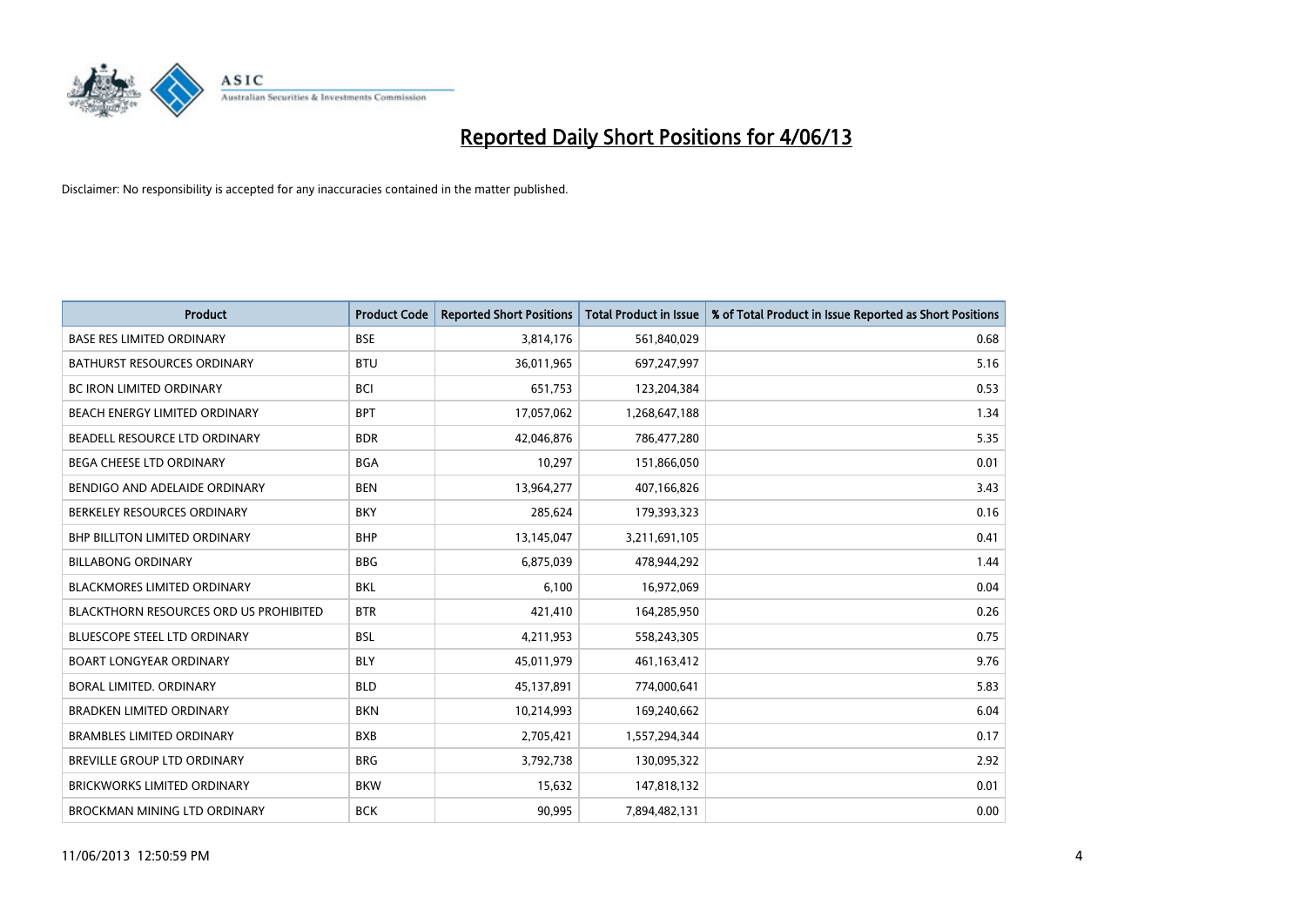# Reported Daily Short Positions for 4/06/13

Disclaimer: No responsibility is accepted for any inaccuracies contained in the matter published.

| Product | Product Code | Reported Short Positions | Total Product in Issue | % of Total Product in Issue Reported as Short Positions |
|---|---|---|---|---|
| BASE RES LIMITED ORDINARY | BSE | 3,814,176 | 561,840,029 | 0.68 |
| BATHURST RESOURCES ORDINARY | BTU | 36,011,965 | 697,247,997 | 5.16 |
| BC IRON LIMITED ORDINARY | BCI | 651,753 | 123,204,384 | 0.53 |
| BEACH ENERGY LIMITED ORDINARY | BPT | 17,057,062 | 1,268,647,188 | 1.34 |
| BEADELL RESOURCE LTD ORDINARY | BDR | 42,046,876 | 786,477,280 | 5.35 |
| BEGA CHEESE LTD ORDINARY | BGA | 10,297 | 151,866,050 | 0.01 |
| BENDIGO AND ADELAIDE ORDINARY | BEN | 13,964,277 | 407,166,826 | 3.43 |
| BERKELEY RESOURCES ORDINARY | BKY | 285,624 | 179,393,323 | 0.16 |
| BHP BILLITON LIMITED ORDINARY | BHP | 13,145,047 | 3,211,691,105 | 0.41 |
| BILLABONG ORDINARY | BBG | 6,875,039 | 478,944,292 | 1.44 |
| BLACKMORES LIMITED ORDINARY | BKL | 6,100 | 16,972,069 | 0.04 |
| BLACKTHORN RESOURCES ORD US PROHIBITED | BTR | 421,410 | 164,285,950 | 0.26 |
| BLUESCOPE STEEL LTD ORDINARY | BSL | 4,211,953 | 558,243,305 | 0.75 |
| BOART LONGYEAR ORDINARY | BLY | 45,011,979 | 461,163,412 | 9.76 |
| BORAL LIMITED. ORDINARY | BLD | 45,137,891 | 774,000,641 | 5.83 |
| BRADKEN LIMITED ORDINARY | BKN | 10,214,993 | 169,240,662 | 6.04 |
| BRAMBLES LIMITED ORDINARY | BXB | 2,705,421 | 1,557,294,344 | 0.17 |
| BREVILLE GROUP LTD ORDINARY | BRG | 3,792,738 | 130,095,322 | 2.92 |
| BRICKWORKS LIMITED ORDINARY | BKW | 15,632 | 147,818,132 | 0.01 |
| BROCKMAN MINING LTD ORDINARY | BCK | 90,995 | 7,894,482,131 | 0.00 |

11/06/2013 12:50:59 PM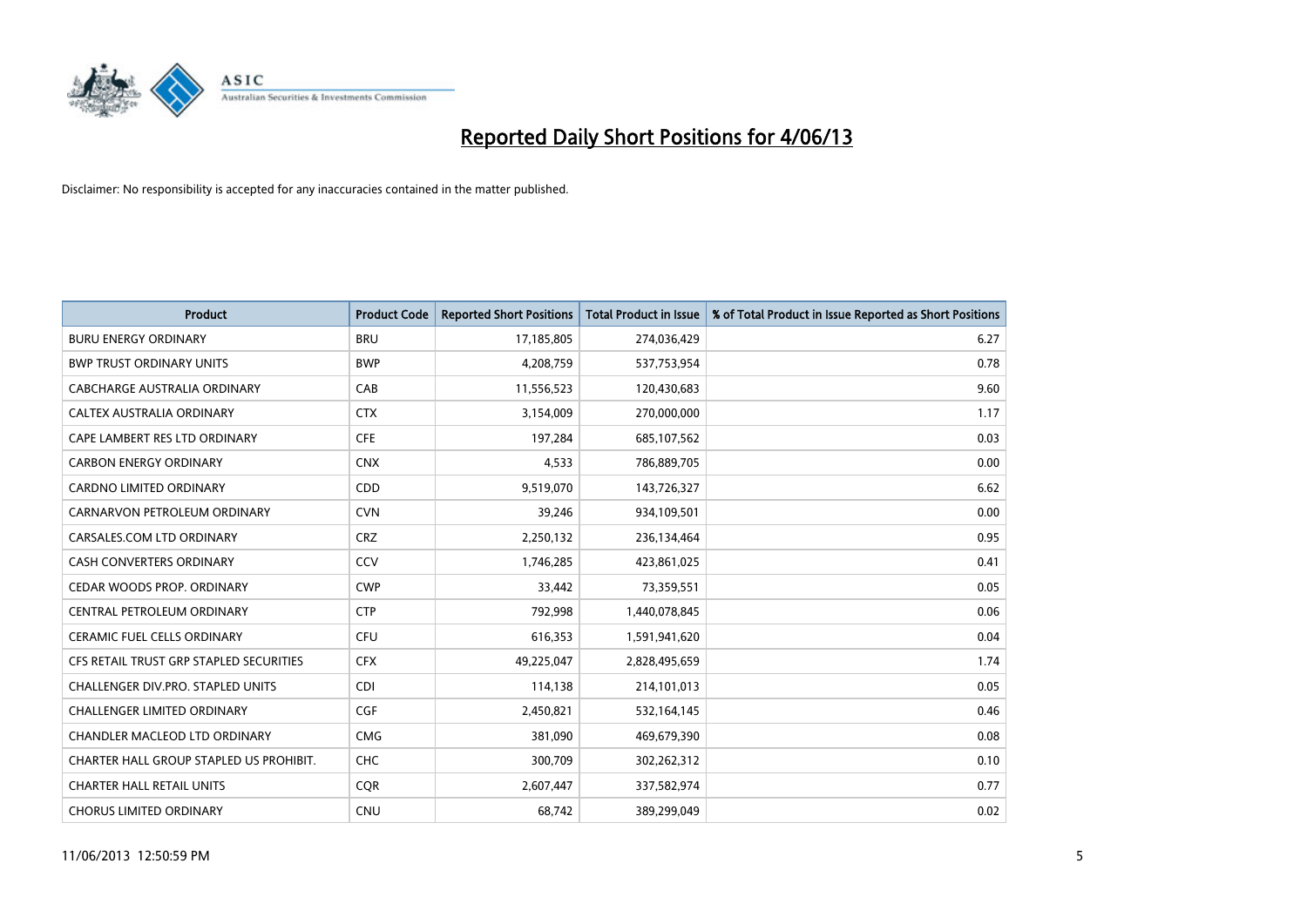# Reported Daily Short Positions for 4/06/13

Disclaimer: No responsibility is accepted for any inaccuracies contained in the matter published.

| Product | Product Code | Reported Short Positions | Total Product in Issue | % of Total Product in Issue Reported as Short Positions |
|---|---|---|---|---|
| BURU ENERGY ORDINARY | BRU | 17,185,805 | 274,036,429 | 6.27 |
| BWP TRUST ORDINARY UNITS | BWP | 4,208,759 | 537,753,954 | 0.78 |
| CABCHARGE AUSTRALIA ORDINARY | CAB | 11,556,523 | 120,430,683 | 9.60 |
| CALTEX AUSTRALIA ORDINARY | CTX | 3,154,009 | 270,000,000 | 1.17 |
| CAPE LAMBERT RES LTD ORDINARY | CFE | 197,284 | 685,107,562 | 0.03 |
| CARBON ENERGY ORDINARY | CNX | 4,533 | 786,889,705 | 0.00 |
| CARDNO LIMITED ORDINARY | CDD | 9,519,070 | 143,726,327 | 6.62 |
| CARNARVON PETROLEUM ORDINARY | CVN | 39,246 | 934,109,501 | 0.00 |
| CARSALES.COM LTD ORDINARY | CRZ | 2,250,132 | 236,134,464 | 0.95 |
| CASH CONVERTERS ORDINARY | CCV | 1,746,285 | 423,861,025 | 0.41 |
| CEDAR WOODS PROP. ORDINARY | CWP | 33,442 | 73,359,551 | 0.05 |
| CENTRAL PETROLEUM ORDINARY | CTP | 792,998 | 1,440,078,845 | 0.06 |
| CERAMIC FUEL CELLS ORDINARY | CFU | 616,353 | 1,591,941,620 | 0.04 |
| CFS RETAIL TRUST GRP STAPLED SECURITIES | CFX | 49,225,047 | 2,828,495,659 | 1.74 |
| CHALLENGER DIV.PRO. STAPLED UNITS | CDI | 114,138 | 214,101,013 | 0.05 |
| CHALLENGER LIMITED ORDINARY | CGF | 2,450,821 | 532,164,145 | 0.46 |
| CHANDLER MACLEOD LTD ORDINARY | CMG | 381,090 | 469,679,390 | 0.08 |
| CHARTER HALL GROUP STAPLED US PROHIBIT. | CHC | 300,709 | 302,262,312 | 0.10 |
| CHARTER HALL RETAIL UNITS | CQR | 2,607,447 | 337,582,974 | 0.77 |
| CHORUS LIMITED ORDINARY | CNU | 68,742 | 389,299,049 | 0.02 |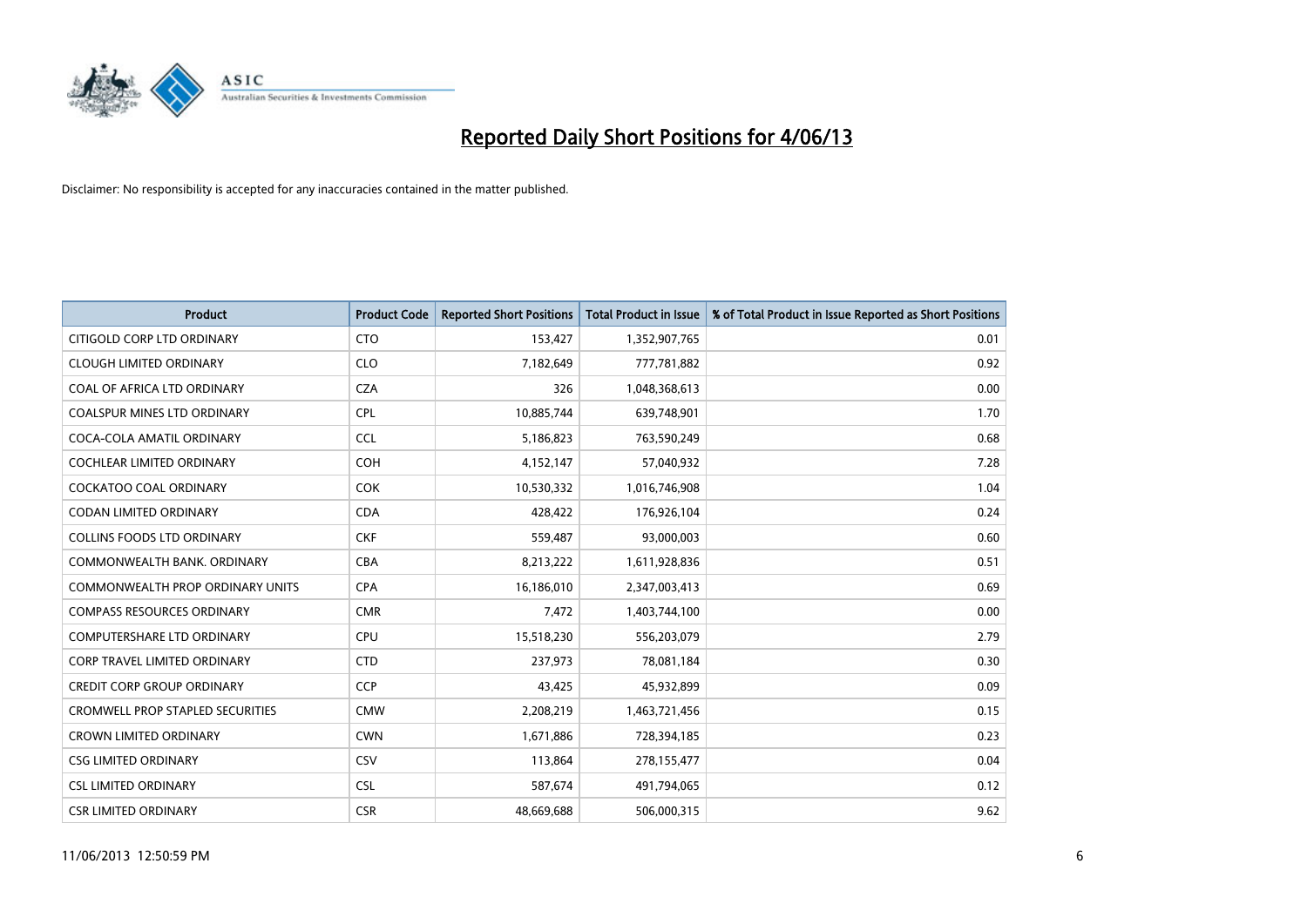# Reported Daily Short Positions for 4/06/13

Disclaimer: No responsibility is accepted for any inaccuracies contained in the matter published.

| Product | Product Code | Reported Short Positions | Total Product in Issue | % of Total Product in Issue Reported as Short Positions |
|---|---|---|---|---|
| CITIGOLD CORP LTD ORDINARY | CTO | 153,427 | 1,352,907,765 | 0.01 |
| CLOUGH LIMITED ORDINARY | CLO | 7,182,649 | 777,781,882 | 0.92 |
| COAL OF AFRICA LTD ORDINARY | CZA | 326 | 1,048,368,613 | 0.00 |
| COALSPUR MINES LTD ORDINARY | CPL | 10,885,744 | 639,748,901 | 1.70 |
| COCA-COLA AMATIL ORDINARY | CCL | 5,186,823 | 763,590,249 | 0.68 |
| COCHLEAR LIMITED ORDINARY | COH | 4,152,147 | 57,040,932 | 7.28 |
| COCKATOO COAL ORDINARY | COK | 10,530,332 | 1,016,746,908 | 1.04 |
| CODAN LIMITED ORDINARY | CDA | 428,422 | 176,926,104 | 0.24 |
| COLLINS FOODS LTD ORDINARY | CKF | 559,487 | 93,000,003 | 0.60 |
| COMMONWEALTH BANK. ORDINARY | CBA | 8,213,222 | 1,611,928,836 | 0.51 |
| COMMONWEALTH PROP ORDINARY UNITS | CPA | 16,186,010 | 2,347,003,413 | 0.69 |
| COMPASS RESOURCES ORDINARY | CMR | 7,472 | 1,403,744,100 | 0.00 |
| COMPUTERSHARE LTD ORDINARY | CPU | 15,518,230 | 556,203,079 | 2.79 |
| CORP TRAVEL LIMITED ORDINARY | CTD | 237,973 | 78,081,184 | 0.30 |
| CREDIT CORP GROUP ORDINARY | CCP | 43,425 | 45,932,899 | 0.09 |
| CROMWELL PROP STAPLED SECURITIES | CMW | 2,208,219 | 1,463,721,456 | 0.15 |
| CROWN LIMITED ORDINARY | CWN | 1,671,886 | 728,394,185 | 0.23 |
| CSG LIMITED ORDINARY | CSV | 113,864 | 278,155,477 | 0.04 |
| CSL LIMITED ORDINARY | CSL | 587,674 | 491,794,065 | 0.12 |
| CSR LIMITED ORDINARY | CSR | 48,669,688 | 506,000,315 | 9.62 |

11/06/2013 12:50:59 PM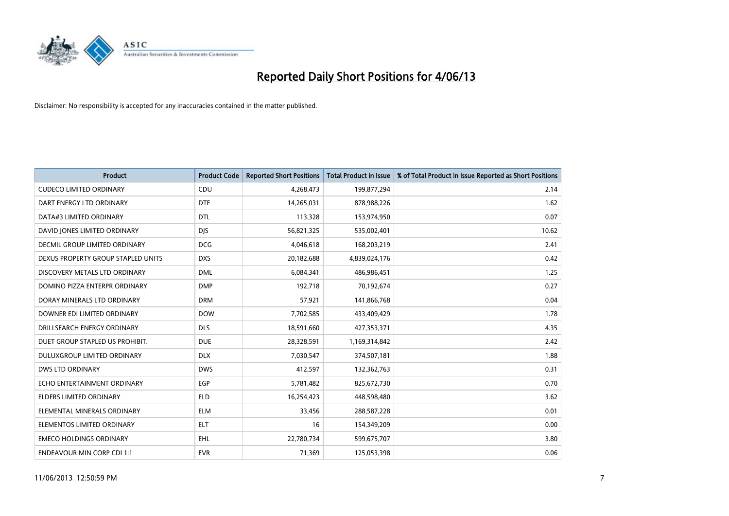# Reported Daily Short Positions for 4/06/13

Disclaimer: No responsibility is accepted for any inaccuracies contained in the matter published.

| Product | Product Code | Reported Short Positions | Total Product in Issue | % of Total Product in Issue Reported as Short Positions |
|---|---|---|---|---|
| CUDECO LIMITED ORDINARY | CDU | 4,268,473 | 199,877,294 | 2.14 |
| DART ENERGY LTD ORDINARY | DTE | 14,265,031 | 878,988,226 | 1.62 |
| DATA#3 LIMITED ORDINARY | DTL | 113,328 | 153,974,950 | 0.07 |
| DAVID JONES LIMITED ORDINARY | DJS | 56,821,325 | 535,002,401 | 10.62 |
| DECMIL GROUP LIMITED ORDINARY | DCG | 4,046,618 | 168,203,219 | 2.41 |
| DEXUS PROPERTY GROUP STAPLED UNITS | DXS | 20,182,688 | 4,839,024,176 | 0.42 |
| DISCOVERY METALS LTD ORDINARY | DML | 6,084,341 | 486,986,451 | 1.25 |
| DOMINO PIZZA ENTERPR ORDINARY | DMP | 192,718 | 70,192,674 | 0.27 |
| DORAY MINERALS LTD ORDINARY | DRM | 57,921 | 141,866,768 | 0.04 |
| DOWNER EDI LIMITED ORDINARY | DOW | 7,702,585 | 433,409,429 | 1.78 |
| DRILLSEARCH ENERGY ORDINARY | DLS | 18,591,660 | 427,353,371 | 4.35 |
| DUET GROUP STAPLED US PROHIBIT. | DUE | 28,328,591 | 1,169,314,842 | 2.42 |
| DULUXGROUP LIMITED ORDINARY | DLX | 7,030,547 | 374,507,181 | 1.88 |
| DWS LTD ORDINARY | DWS | 412,597 | 132,362,763 | 0.31 |
| ECHO ENTERTAINMENT ORDINARY | EGP | 5,781,482 | 825,672,730 | 0.70 |
| ELDERS LIMITED ORDINARY | ELD | 16,254,423 | 448,598,480 | 3.62 |
| ELEMENTAL MINERALS ORDINARY | ELM | 33,456 | 288,587,228 | 0.01 |
| ELEMENTOS LIMITED ORDINARY | ELT | 16 | 154,349,209 | 0.00 |
| EMECO HOLDINGS ORDINARY | EHL | 22,780,734 | 599,675,707 | 3.80 |
| ENDEAVOUR MIN CORP CDI 1:1 | EVR | 71,369 | 125,053,398 | 0.06 |

11/06/2013 12:50:59 PM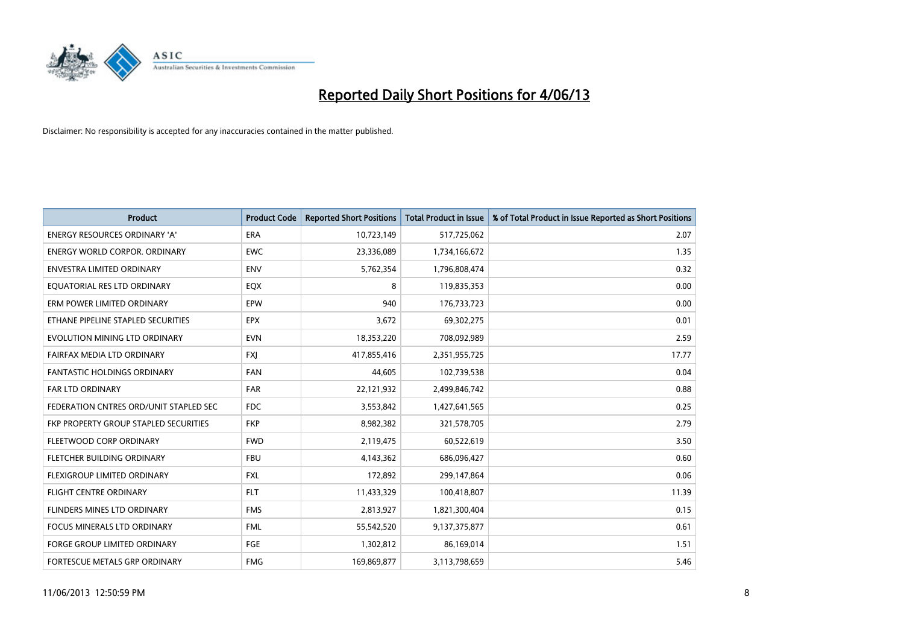# Reported Daily Short Positions for 4/06/13

Disclaimer: No responsibility is accepted for any inaccuracies contained in the matter published.

| Product | Product Code | Reported Short Positions | Total Product in Issue | % of Total Product in Issue Reported as Short Positions |
|---|---|---|---|---|
| ENERGY RESOURCES ORDINARY 'A' | ERA | 10,723,149 | 517,725,062 | 2.07 |
| ENERGY WORLD CORPOR. ORDINARY | EWC | 23,336,089 | 1,734,166,672 | 1.35 |
| ENVESTRA LIMITED ORDINARY | ENV | 5,762,354 | 1,796,808,474 | 0.32 |
| EQUATORIAL RES LTD ORDINARY | EQX | 8 | 119,835,353 | 0.00 |
| ERM POWER LIMITED ORDINARY | EPW | 940 | 176,733,723 | 0.00 |
| ETHANE PIPELINE STAPLED SECURITIES | EPX | 3,672 | 69,302,275 | 0.01 |
| EVOLUTION MINING LTD ORDINARY | EVN | 18,353,220 | 708,092,989 | 2.59 |
| FAIRFAX MEDIA LTD ORDINARY | FXJ | 417,855,416 | 2,351,955,725 | 17.77 |
| FANTASTIC HOLDINGS ORDINARY | FAN | 44,605 | 102,739,538 | 0.04 |
| FAR LTD ORDINARY | FAR | 22,121,932 | 2,499,846,742 | 0.88 |
| FEDERATION CNTRES ORD/UNIT STAPLED SEC | FDC | 3,553,842 | 1,427,641,565 | 0.25 |
| FKP PROPERTY GROUP STAPLED SECURITIES | FKP | 8,982,382 | 321,578,705 | 2.79 |
| FLEETWOOD CORP ORDINARY | FWD | 2,119,475 | 60,522,619 | 3.50 |
| FLETCHER BUILDING ORDINARY | FBU | 4,143,362 | 686,096,427 | 0.60 |
| FLEXIGROUP LIMITED ORDINARY | FXL | 172,892 | 299,147,864 | 0.06 |
| FLIGHT CENTRE ORDINARY | FLT | 11,433,329 | 100,418,807 | 11.39 |
| FLINDERS MINES LTD ORDINARY | FMS | 2,813,927 | 1,821,300,404 | 0.15 |
| FOCUS MINERALS LTD ORDINARY | FML | 55,542,520 | 9,137,375,877 | 0.61 |
| FORGE GROUP LIMITED ORDINARY | FGE | 1,302,812 | 86,169,014 | 1.51 |
| FORTESCUE METALS GRP ORDINARY | FMG | 169,869,877 | 3,113,798,659 | 5.46 |

11/06/2013 12:50:59 PM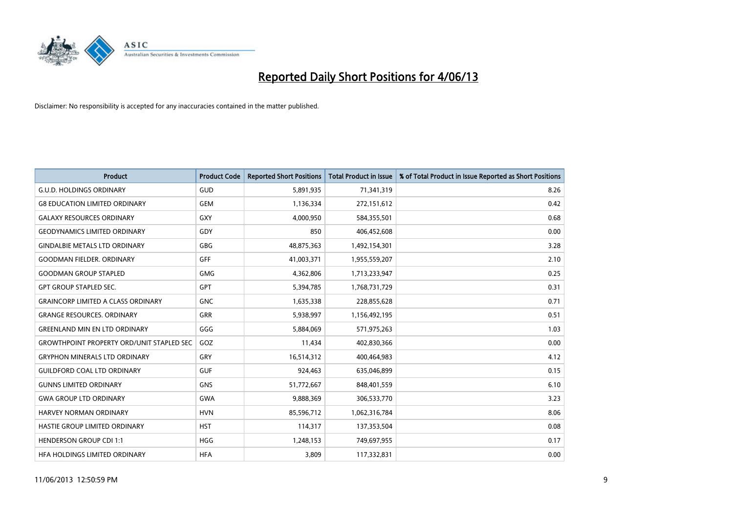# Reported Daily Short Positions for 4/06/13

Disclaimer: No responsibility is accepted for any inaccuracies contained in the matter published.

| Product | Product Code | Reported Short Positions | Total Product in Issue | % of Total Product in Issue Reported as Short Positions |
|---|---|---|---|---|
| G.U.D. HOLDINGS ORDINARY | GUD | 5,891,935 | 71,341,319 | 8.26 |
| G8 EDUCATION LIMITED ORDINARY | GEM | 1,136,334 | 272,151,612 | 0.42 |
| GALAXY RESOURCES ORDINARY | GXY | 4,000,950 | 584,355,501 | 0.68 |
| GEODYNAMICS LIMITED ORDINARY | GDY | 850 | 406,452,608 | 0.00 |
| GINDALBIE METALS LTD ORDINARY | GBG | 48,875,363 | 1,492,154,301 | 3.28 |
| GOODMAN FIELDER. ORDINARY | GFF | 41,003,371 | 1,955,559,207 | 2.10 |
| GOODMAN GROUP STAPLED | GMG | 4,362,806 | 1,713,233,947 | 0.25 |
| GPT GROUP STAPLED SEC. | GPT | 5,394,785 | 1,768,731,729 | 0.31 |
| GRAINCORP LIMITED A CLASS ORDINARY | GNC | 1,635,338 | 228,855,628 | 0.71 |
| GRANGE RESOURCES. ORDINARY | GRR | 5,938,997 | 1,156,492,195 | 0.51 |
| GREENLAND MIN EN LTD ORDINARY | GGG | 5,884,069 | 571,975,263 | 1.03 |
| GROWTHPOINT PROPERTY ORD/UNIT STAPLED SEC | GOZ | 11,434 | 402,830,366 | 0.00 |
| GRYPHON MINERALS LTD ORDINARY | GRY | 16,514,312 | 400,464,983 | 4.12 |
| GUILDFORD COAL LTD ORDINARY | GUF | 924,463 | 635,046,899 | 0.15 |
| GUNNS LIMITED ORDINARY | GNS | 51,772,667 | 848,401,559 | 6.10 |
| GWA GROUP LTD ORDINARY | GWA | 9,888,369 | 306,533,770 | 3.23 |
| HARVEY NORMAN ORDINARY | HVN | 85,596,712 | 1,062,316,784 | 8.06 |
| HASTIE GROUP LIMITED ORDINARY | HST | 114,317 | 137,353,504 | 0.08 |
| HENDERSON GROUP CDI 1:1 | HGG | 1,248,153 | 749,697,955 | 0.17 |
| HFA HOLDINGS LIMITED ORDINARY | HFA | 3,809 | 117,332,831 | 0.00 |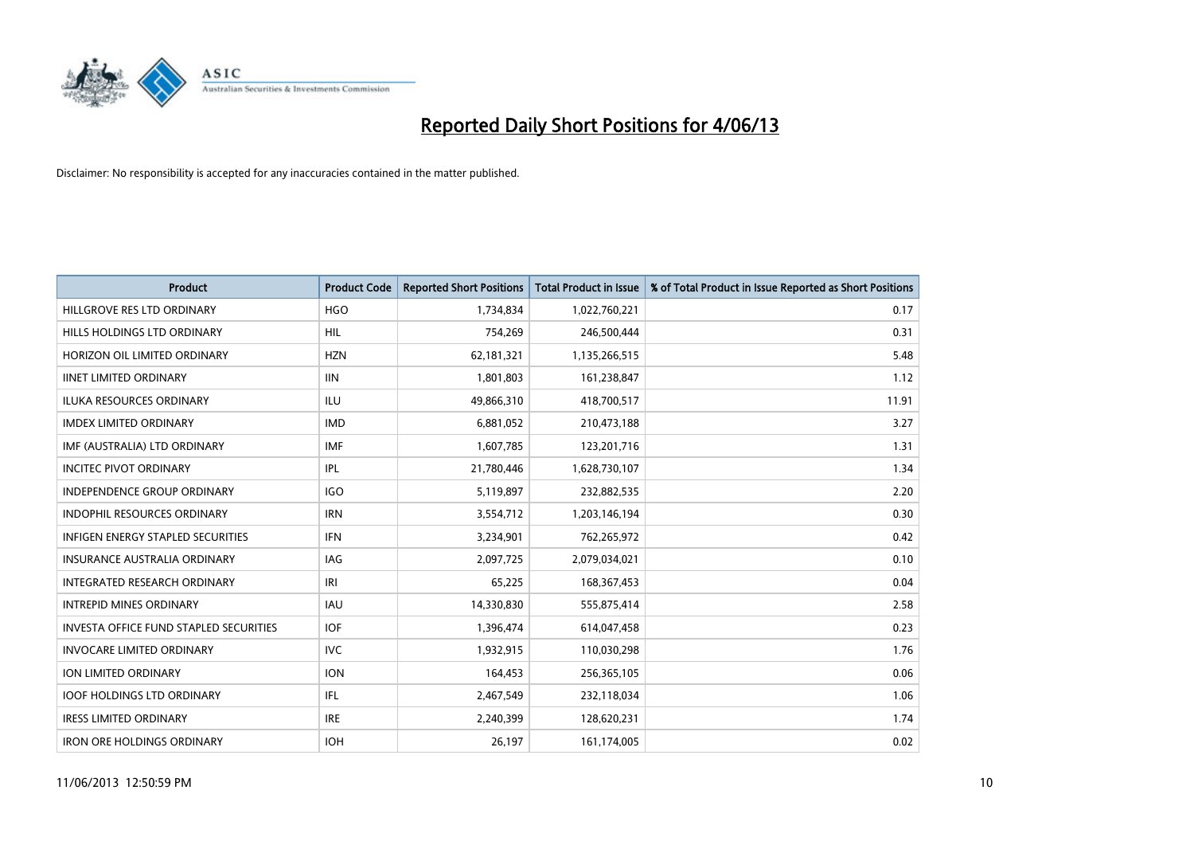# Reported Daily Short Positions for 4/06/13

Disclaimer: No responsibility is accepted for any inaccuracies contained in the matter published.

| Product | Product Code | Reported Short Positions | Total Product in Issue | % of Total Product in Issue Reported as Short Positions |
|---|---|---|---|---|
| HILLGROVE RES LTD ORDINARY | HGO | 1,734,834 | 1,022,760,221 | 0.17 |
| HILLS HOLDINGS LTD ORDINARY | HIL | 754,269 | 246,500,444 | 0.31 |
| HORIZON OIL LIMITED ORDINARY | HZN | 62,181,321 | 1,135,266,515 | 5.48 |
| IINET LIMITED ORDINARY | IIN | 1,801,803 | 161,238,847 | 1.12 |
| ILUKA RESOURCES ORDINARY | ILU | 49,866,310 | 418,700,517 | 11.91 |
| IMDEX LIMITED ORDINARY | IMD | 6,881,052 | 210,473,188 | 3.27 |
| IMF (AUSTRALIA) LTD ORDINARY | IMF | 1,607,785 | 123,201,716 | 1.31 |
| INCITEC PIVOT ORDINARY | IPL | 21,780,446 | 1,628,730,107 | 1.34 |
| INDEPENDENCE GROUP ORDINARY | IGO | 5,119,897 | 232,882,535 | 2.20 |
| INDOPHIL RESOURCES ORDINARY | IRN | 3,554,712 | 1,203,146,194 | 0.30 |
| INFIGEN ENERGY STAPLED SECURITIES | IFN | 3,234,901 | 762,265,972 | 0.42 |
| INSURANCE AUSTRALIA ORDINARY | IAG | 2,097,725 | 2,079,034,021 | 0.10 |
| INTEGRATED RESEARCH ORDINARY | IRI | 65,225 | 168,367,453 | 0.04 |
| INTREPID MINES ORDINARY | IAU | 14,330,830 | 555,875,414 | 2.58 |
| INVESTA OFFICE FUND STAPLED SECURITIES | IOF | 1,396,474 | 614,047,458 | 0.23 |
| INVOCARE LIMITED ORDINARY | IVC | 1,932,915 | 110,030,298 | 1.76 |
| ION LIMITED ORDINARY | ION | 164,453 | 256,365,105 | 0.06 |
| IOOF HOLDINGS LTD ORDINARY | IFL | 2,467,549 | 232,118,034 | 1.06 |
| IRESS LIMITED ORDINARY | IRE | 2,240,399 | 128,620,231 | 1.74 |
| IRON ORE HOLDINGS ORDINARY | IOH | 26,197 | 161,174,005 | 0.02 |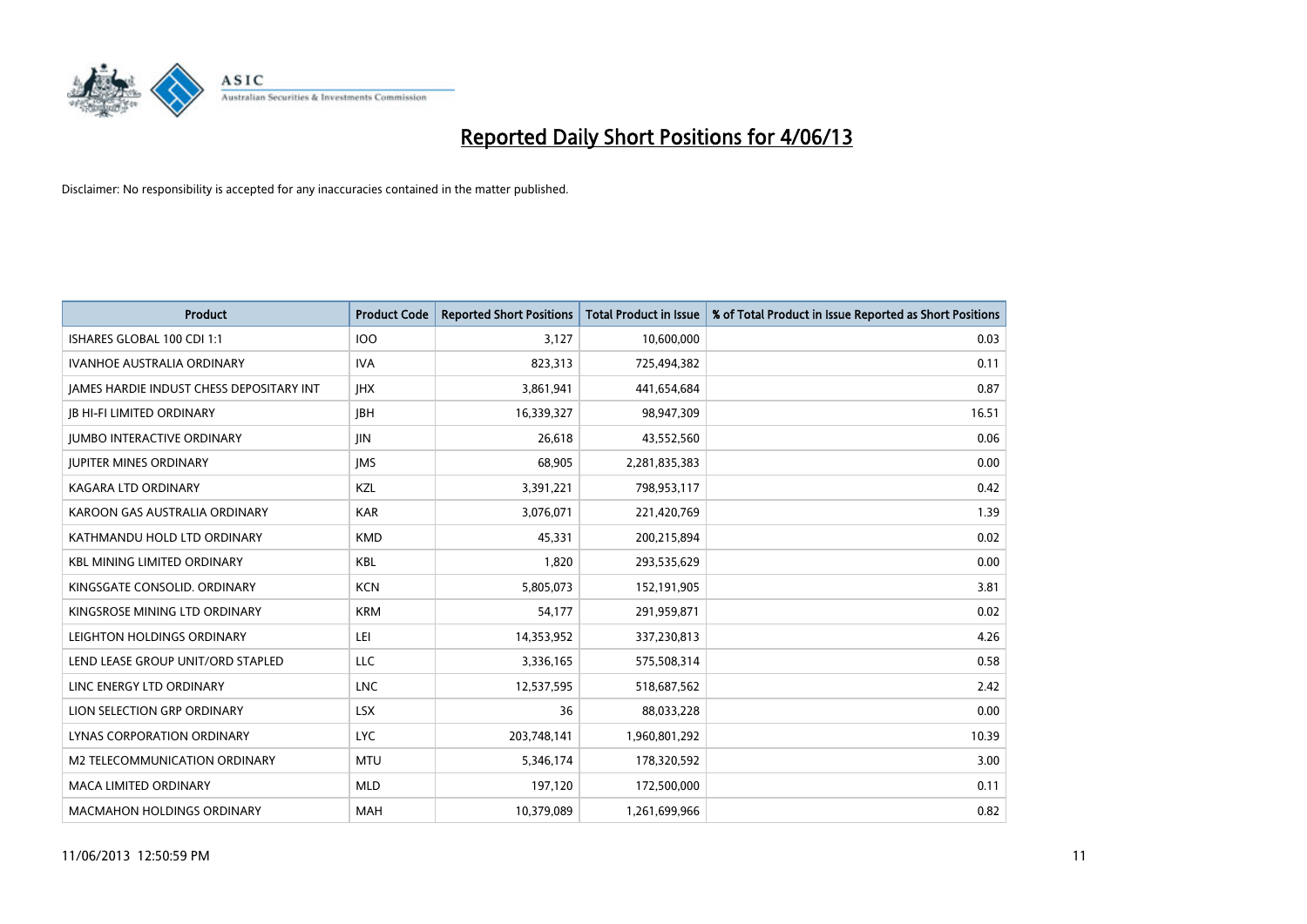# Reported Daily Short Positions for 4/06/13

Disclaimer: No responsibility is accepted for any inaccuracies contained in the matter published.

| Product | Product Code | Reported Short Positions | Total Product in Issue | % of Total Product in Issue Reported as Short Positions |
|---|---|---|---|---|
| ISHARES GLOBAL 100 CDI 1:1 | IOO | 3,127 | 10,600,000 | 0.03 |
| IVANHOE AUSTRALIA ORDINARY | IVA | 823,313 | 725,494,382 | 0.11 |
| JAMES HARDIE INDUST CHESS DEPOSITARY INT | JHX | 3,861,941 | 441,654,684 | 0.87 |
| JB HI-FI LIMITED ORDINARY | JBH | 16,339,327 | 98,947,309 | 16.51 |
| JUMBO INTERACTIVE ORDINARY | JIN | 26,618 | 43,552,560 | 0.06 |
| JUPITER MINES ORDINARY | JMS | 68,905 | 2,281,835,383 | 0.00 |
| KAGARA LTD ORDINARY | KZL | 3,391,221 | 798,953,117 | 0.42 |
| KAROON GAS AUSTRALIA ORDINARY | KAR | 3,076,071 | 221,420,769 | 1.39 |
| KATHMANDU HOLD LTD ORDINARY | KMD | 45,331 | 200,215,894 | 0.02 |
| KBL MINING LIMITED ORDINARY | KBL | 1,820 | 293,535,629 | 0.00 |
| KINGSGATE CONSOLID. ORDINARY | KCN | 5,805,073 | 152,191,905 | 3.81 |
| KINGSROSE MINING LTD ORDINARY | KRM | 54,177 | 291,959,871 | 0.02 |
| LEIGHTON HOLDINGS ORDINARY | LEI | 14,353,952 | 337,230,813 | 4.26 |
| LEND LEASE GROUP UNIT/ORD STAPLED | LLC | 3,336,165 | 575,508,314 | 0.58 |
| LINC ENERGY LTD ORDINARY | LNC | 12,537,595 | 518,687,562 | 2.42 |
| LION SELECTION GRP ORDINARY | LSX | 36 | 88,033,228 | 0.00 |
| LYNAS CORPORATION ORDINARY | LYC | 203,748,141 | 1,960,801,292 | 10.39 |
| M2 TELECOMMUNICATION ORDINARY | MTU | 5,346,174 | 178,320,592 | 3.00 |
| MACA LIMITED ORDINARY | MLD | 197,120 | 172,500,000 | 0.11 |
| MACMAHON HOLDINGS ORDINARY | MAH | 10,379,089 | 1,261,699,966 | 0.82 |

11/06/2013 12:50:59 PM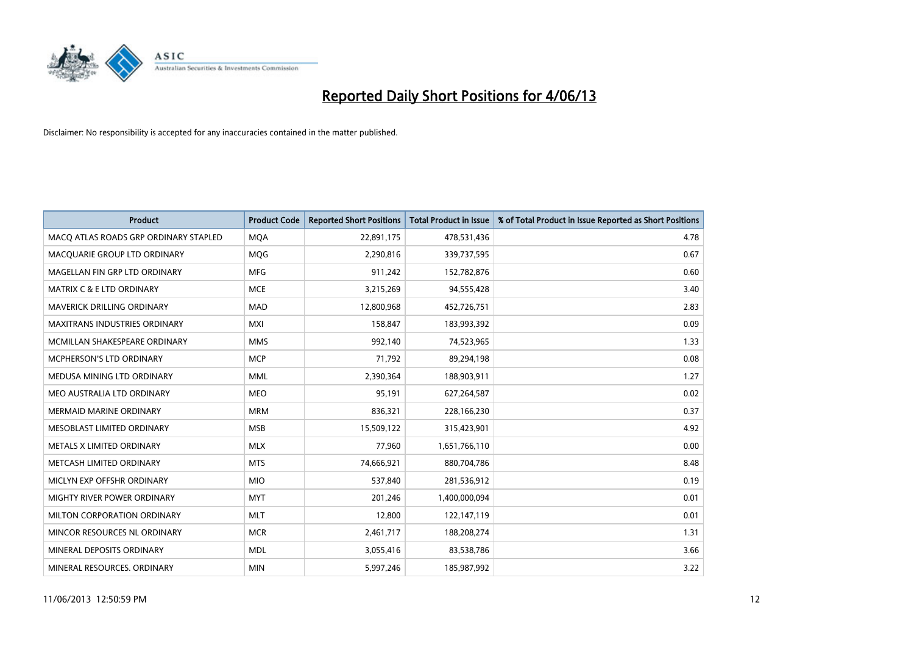# Reported Daily Short Positions for 4/06/13

Disclaimer: No responsibility is accepted for any inaccuracies contained in the matter published.

| Product | Product Code | Reported Short Positions | Total Product in Issue | % of Total Product in Issue Reported as Short Positions |
|---|---|---|---|---|
| MACQ ATLAS ROADS GRP ORDINARY STAPLED | MQA | 22,891,175 | 478,531,436 | 4.78 |
| MACQUARIE GROUP LTD ORDINARY | MQG | 2,290,816 | 339,737,595 | 0.67 |
| MAGELLAN FIN GRP LTD ORDINARY | MFG | 911,242 | 152,782,876 | 0.60 |
| MATRIX C & E LTD ORDINARY | MCE | 3,215,269 | 94,555,428 | 3.40 |
| MAVERICK DRILLING ORDINARY | MAD | 12,800,968 | 452,726,751 | 2.83 |
| MAXITRANS INDUSTRIES ORDINARY | MXI | 158,847 | 183,993,392 | 0.09 |
| MCMILLAN SHAKESPEARE ORDINARY | MMS | 992,140 | 74,523,965 | 1.33 |
| MCPHERSON'S LTD ORDINARY | MCP | 71,792 | 89,294,198 | 0.08 |
| MEDUSA MINING LTD ORDINARY | MML | 2,390,364 | 188,903,911 | 1.27 |
| MEO AUSTRALIA LTD ORDINARY | MEO | 95,191 | 627,264,587 | 0.02 |
| MERMAID MARINE ORDINARY | MRM | 836,321 | 228,166,230 | 0.37 |
| MESOBLAST LIMITED ORDINARY | MSB | 15,509,122 | 315,423,901 | 4.92 |
| METALS X LIMITED ORDINARY | MLX | 77,960 | 1,651,766,110 | 0.00 |
| METCASH LIMITED ORDINARY | MTS | 74,666,921 | 880,704,786 | 8.48 |
| MICLYN EXP OFFSHR ORDINARY | MIO | 537,840 | 281,536,912 | 0.19 |
| MIGHTY RIVER POWER ORDINARY | MYT | 201,246 | 1,400,000,094 | 0.01 |
| MILTON CORPORATION ORDINARY | MLT | 12,800 | 122,147,119 | 0.01 |
| MINCOR RESOURCES NL ORDINARY | MCR | 2,461,717 | 188,208,274 | 1.31 |
| MINERAL DEPOSITS ORDINARY | MDL | 3,055,416 | 83,538,786 | 3.66 |
| MINERAL RESOURCES. ORDINARY | MIN | 5,997,246 | 185,987,992 | 3.22 |

11/06/2013 12:50:59 PM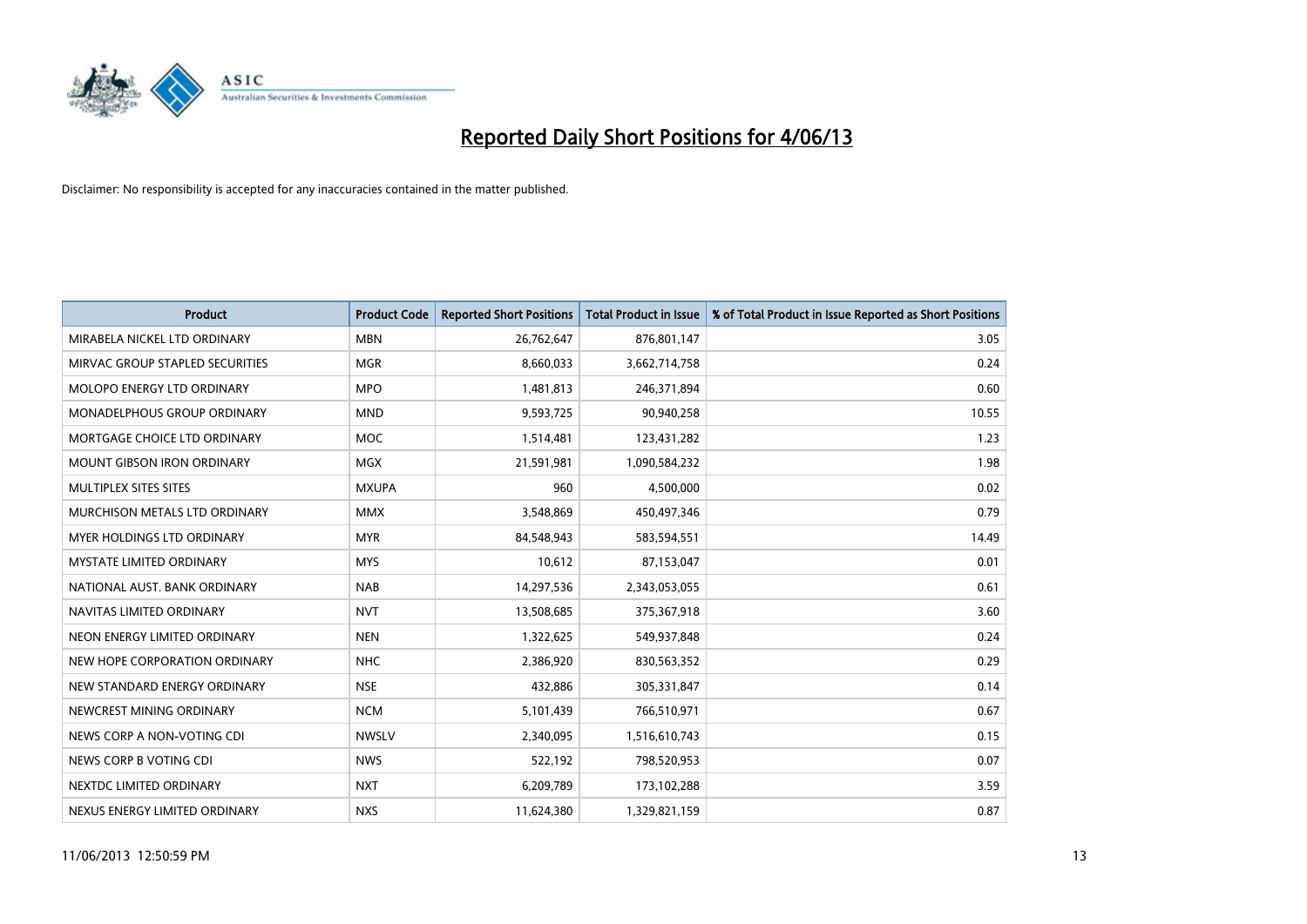# Reported Daily Short Positions for 4/06/13

Disclaimer: No responsibility is accepted for any inaccuracies contained in the matter published.

| Product | Product Code | Reported Short Positions | Total Product in Issue | % of Total Product in Issue Reported as Short Positions |
|---|---|---|---|---|
| MIRABELA NICKEL LTD ORDINARY | MBN | 26,762,647 | 876,801,147 | 3.05 |
| MIRVAC GROUP STAPLED SECURITIES | MGR | 8,660,033 | 3,662,714,758 | 0.24 |
| MOLOPO ENERGY LTD ORDINARY | MPO | 1,481,813 | 246,371,894 | 0.60 |
| MONADELPHOUS GROUP ORDINARY | MND | 9,593,725 | 90,940,258 | 10.55 |
| MORTGAGE CHOICE LTD ORDINARY | MOC | 1,514,481 | 123,431,282 | 1.23 |
| MOUNT GIBSON IRON ORDINARY | MGX | 21,591,981 | 1,090,584,232 | 1.98 |
| MULTIPLEX SITES SITES | MXUPA | 960 | 4,500,000 | 0.02 |
| MURCHISON METALS LTD ORDINARY | MMX | 3,548,869 | 450,497,346 | 0.79 |
| MYER HOLDINGS LTD ORDINARY | MYR | 84,548,943 | 583,594,551 | 14.49 |
| MYSTATE LIMITED ORDINARY | MYS | 10,612 | 87,153,047 | 0.01 |
| NATIONAL AUST. BANK ORDINARY | NAB | 14,297,536 | 2,343,053,055 | 0.61 |
| NAVITAS LIMITED ORDINARY | NVT | 13,508,685 | 375,367,918 | 3.60 |
| NEON ENERGY LIMITED ORDINARY | NEN | 1,322,625 | 549,937,848 | 0.24 |
| NEW HOPE CORPORATION ORDINARY | NHC | 2,386,920 | 830,563,352 | 0.29 |
| NEW STANDARD ENERGY ORDINARY | NSE | 432,886 | 305,331,847 | 0.14 |
| NEWCREST MINING ORDINARY | NCM | 5,101,439 | 766,510,971 | 0.67 |
| NEWS CORP A NON-VOTING CDI | NWSLV | 2,340,095 | 1,516,610,743 | 0.15 |
| NEWS CORP B VOTING CDI | NWS | 522,192 | 798,520,953 | 0.07 |
| NEXTDC LIMITED ORDINARY | NXT | 6,209,789 | 173,102,288 | 3.59 |
| NEXUS ENERGY LIMITED ORDINARY | NXS | 11,624,380 | 1,329,821,159 | 0.87 |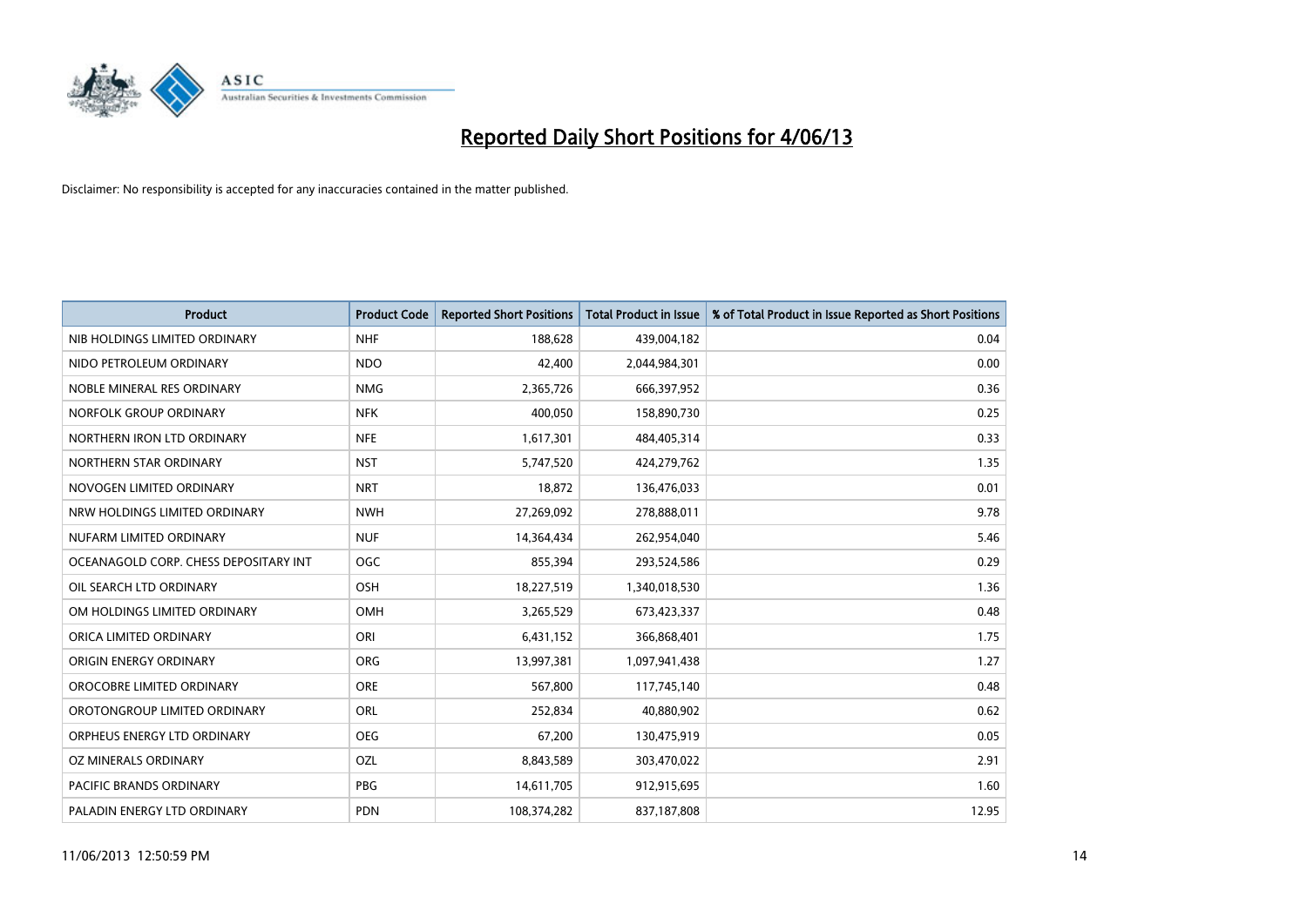# Reported Daily Short Positions for 4/06/13

Disclaimer: No responsibility is accepted for any inaccuracies contained in the matter published.

| Product | Product Code | Reported Short Positions | Total Product in Issue | % of Total Product in Issue Reported as Short Positions |
|---|---|---|---|---|
| NIB HOLDINGS LIMITED ORDINARY | NHF | 188,628 | 439,004,182 | 0.04 |
| NIDO PETROLEUM ORDINARY | NDO | 42,400 | 2,044,984,301 | 0.00 |
| NOBLE MINERAL RES ORDINARY | NMG | 2,365,726 | 666,397,952 | 0.36 |
| NORFOLK GROUP ORDINARY | NFK | 400,050 | 158,890,730 | 0.25 |
| NORTHERN IRON LTD ORDINARY | NFE | 1,617,301 | 484,405,314 | 0.33 |
| NORTHERN STAR ORDINARY | NST | 5,747,520 | 424,279,762 | 1.35 |
| NOVOGEN LIMITED ORDINARY | NRT | 18,872 | 136,476,033 | 0.01 |
| NRW HOLDINGS LIMITED ORDINARY | NWH | 27,269,092 | 278,888,011 | 9.78 |
| NUFARM LIMITED ORDINARY | NUF | 14,364,434 | 262,954,040 | 5.46 |
| OCEANAGOLD CORP. CHESS DEPOSITARY INT | OGC | 855,394 | 293,524,586 | 0.29 |
| OIL SEARCH LTD ORDINARY | OSH | 18,227,519 | 1,340,018,530 | 1.36 |
| OM HOLDINGS LIMITED ORDINARY | OMH | 3,265,529 | 673,423,337 | 0.48 |
| ORICA LIMITED ORDINARY | ORI | 6,431,152 | 366,868,401 | 1.75 |
| ORIGIN ENERGY ORDINARY | ORG | 13,997,381 | 1,097,941,438 | 1.27 |
| OROCOBRE LIMITED ORDINARY | ORE | 567,800 | 117,745,140 | 0.48 |
| OROTONGROUP LIMITED ORDINARY | ORL | 252,834 | 40,880,902 | 0.62 |
| ORPHEUS ENERGY LTD ORDINARY | OEG | 67,200 | 130,475,919 | 0.05 |
| OZ MINERALS ORDINARY | OZL | 8,843,589 | 303,470,022 | 2.91 |
| PACIFIC BRANDS ORDINARY | PBG | 14,611,705 | 912,915,695 | 1.60 |
| PALADIN ENERGY LTD ORDINARY | PDN | 108,374,282 | 837,187,808 | 12.95 |

11/06/2013 12:50:59 PM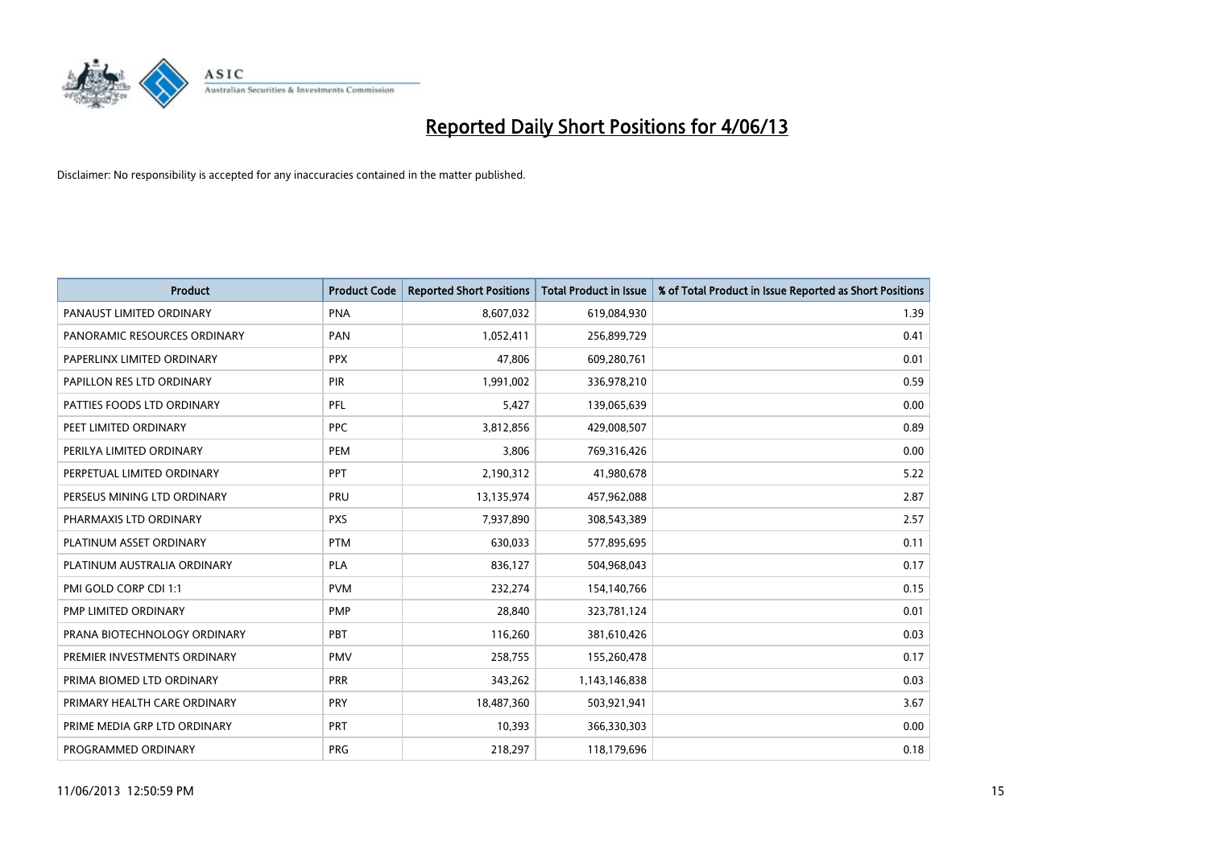# Reported Daily Short Positions for 4/06/13

Disclaimer: No responsibility is accepted for any inaccuracies contained in the matter published.

| Product | Product Code | Reported Short Positions | Total Product in Issue | % of Total Product in Issue Reported as Short Positions |
|---|---|---|---|---|
| PANAUST LIMITED ORDINARY | PNA | 8,607,032 | 619,084,930 | 1.39 |
| PANORAMIC RESOURCES ORDINARY | PAN | 1,052,411 | 256,899,729 | 0.41 |
| PAPERLINX LIMITED ORDINARY | PPX | 47,806 | 609,280,761 | 0.01 |
| PAPILLON RES LTD ORDINARY | PIR | 1,991,002 | 336,978,210 | 0.59 |
| PATTIES FOODS LTD ORDINARY | PFL | 5,427 | 139,065,639 | 0.00 |
| PEET LIMITED ORDINARY | PPC | 3,812,856 | 429,008,507 | 0.89 |
| PERILYA LIMITED ORDINARY | PEM | 3,806 | 769,316,426 | 0.00 |
| PERPETUAL LIMITED ORDINARY | PPT | 2,190,312 | 41,980,678 | 5.22 |
| PERSEUS MINING LTD ORDINARY | PRU | 13,135,974 | 457,962,088 | 2.87 |
| PHARMAXIS LTD ORDINARY | PXS | 7,937,890 | 308,543,389 | 2.57 |
| PLATINUM ASSET ORDINARY | PTM | 630,033 | 577,895,695 | 0.11 |
| PLATINUM AUSTRALIA ORDINARY | PLA | 836,127 | 504,968,043 | 0.17 |
| PMI GOLD CORP CDI 1:1 | PVM | 232,274 | 154,140,766 | 0.15 |
| PMP LIMITED ORDINARY | PMP | 28,840 | 323,781,124 | 0.01 |
| PRANA BIOTECHNOLOGY ORDINARY | PBT | 116,260 | 381,610,426 | 0.03 |
| PREMIER INVESTMENTS ORDINARY | PMV | 258,755 | 155,260,478 | 0.17 |
| PRIMA BIOMED LTD ORDINARY | PRR | 343,262 | 1,143,146,838 | 0.03 |
| PRIMARY HEALTH CARE ORDINARY | PRY | 18,487,360 | 503,921,941 | 3.67 |
| PRIME MEDIA GRP LTD ORDINARY | PRT | 10,393 | 366,330,303 | 0.00 |
| PROGRAMMED ORDINARY | PRG | 218,297 | 118,179,696 | 0.18 |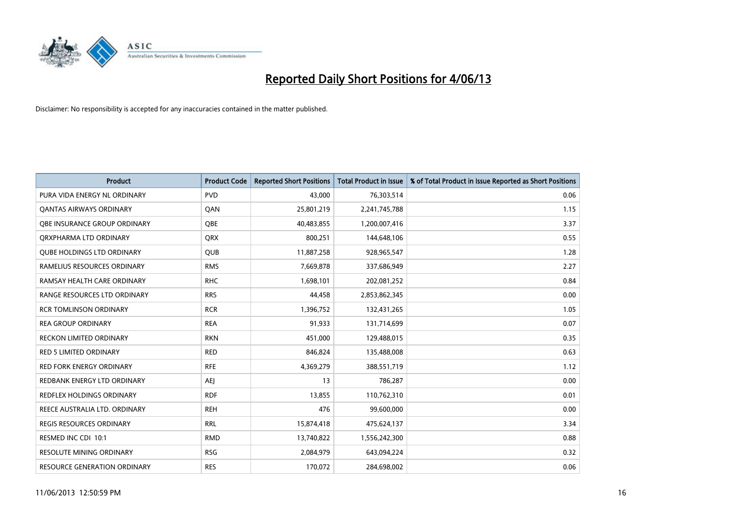# Reported Daily Short Positions for 4/06/13

Disclaimer: No responsibility is accepted for any inaccuracies contained in the matter published.

| Product | Product Code | Reported Short Positions | Total Product in Issue | % of Total Product in Issue Reported as Short Positions |
| --- | --- | --- | --- | --- |
| PURA VIDA ENERGY NL ORDINARY | PVD | 43,000 | 76,303,514 | 0.06 |
| QANTAS AIRWAYS ORDINARY | QAN | 25,801,219 | 2,241,745,788 | 1.15 |
| QBE INSURANCE GROUP ORDINARY | QBE | 40,483,855 | 1,200,007,416 | 3.37 |
| QRXPHARMA LTD ORDINARY | QRX | 800,251 | 144,648,106 | 0.55 |
| QUBE HOLDINGS LTD ORDINARY | QUB | 11,887,258 | 928,965,547 | 1.28 |
| RAMELIUS RESOURCES ORDINARY | RMS | 7,669,878 | 337,686,949 | 2.27 |
| RAMSAY HEALTH CARE ORDINARY | RHC | 1,698,101 | 202,081,252 | 0.84 |
| RANGE RESOURCES LTD ORDINARY | RRS | 44,458 | 2,853,862,345 | 0.00 |
| RCR TOMLINSON ORDINARY | RCR | 1,396,752 | 132,431,265 | 1.05 |
| REA GROUP ORDINARY | REA | 91,933 | 131,714,699 | 0.07 |
| RECKON LIMITED ORDINARY | RKN | 451,000 | 129,488,015 | 0.35 |
| RED 5 LIMITED ORDINARY | RED | 846,824 | 135,488,008 | 0.63 |
| RED FORK ENERGY ORDINARY | RFE | 4,369,279 | 388,551,719 | 1.12 |
| REDBANK ENERGY LTD ORDINARY | AEJ | 13 | 786,287 | 0.00 |
| REDFLEX HOLDINGS ORDINARY | RDF | 13,855 | 110,762,310 | 0.01 |
| REECE AUSTRALIA LTD. ORDINARY | REH | 476 | 99,600,000 | 0.00 |
| REGIS RESOURCES ORDINARY | RRL | 15,874,418 | 475,624,137 | 3.34 |
| RESMED INC CDI 10:1 | RMD | 13,740,822 | 1,556,242,300 | 0.88 |
| RESOLUTE MINING ORDINARY | RSG | 2,084,979 | 643,094,224 | 0.32 |
| RESOURCE GENERATION ORDINARY | RES | 170,072 | 284,698,002 | 0.06 |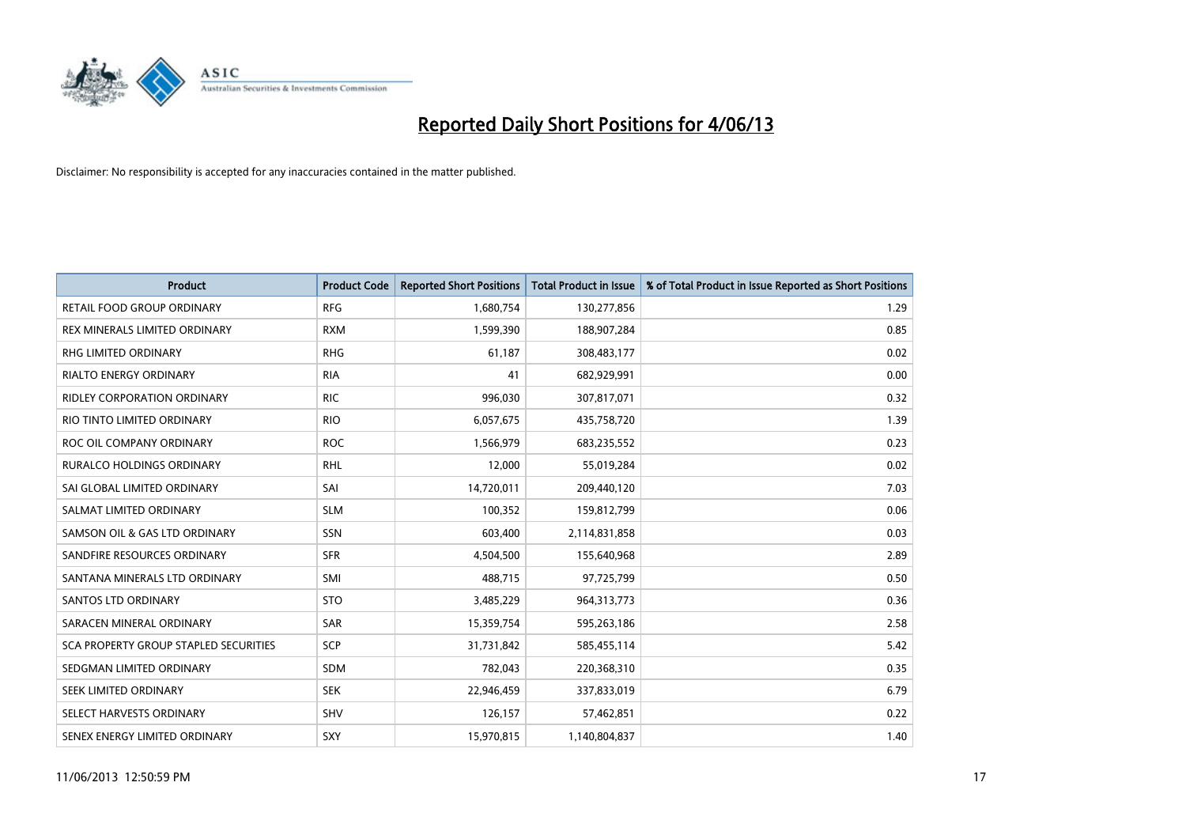# Reported Daily Short Positions for 4/06/13

Disclaimer: No responsibility is accepted for any inaccuracies contained in the matter published.

| Product | Product Code | Reported Short Positions | Total Product in Issue | % of Total Product in Issue Reported as Short Positions |
|---|---|---|---|---|
| RETAIL FOOD GROUP ORDINARY | RFG | 1,680,754 | 130,277,856 | 1.29 |
| REX MINERALS LIMITED ORDINARY | RXM | 1,599,390 | 188,907,284 | 0.85 |
| RHG LIMITED ORDINARY | RHG | 61,187 | 308,483,177 | 0.02 |
| RIALTO ENERGY ORDINARY | RIA | 41 | 682,929,991 | 0.00 |
| RIDLEY CORPORATION ORDINARY | RIC | 996,030 | 307,817,071 | 0.32 |
| RIO TINTO LIMITED ORDINARY | RIO | 6,057,675 | 435,758,720 | 1.39 |
| ROC OIL COMPANY ORDINARY | ROC | 1,566,979 | 683,235,552 | 0.23 |
| RURALCO HOLDINGS ORDINARY | RHL | 12,000 | 55,019,284 | 0.02 |
| SAI GLOBAL LIMITED ORDINARY | SAI | 14,720,011 | 209,440,120 | 7.03 |
| SALMAT LIMITED ORDINARY | SLM | 100,352 | 159,812,799 | 0.06 |
| SAMSON OIL & GAS LTD ORDINARY | SSN | 603,400 | 2,114,831,858 | 0.03 |
| SANDFIRE RESOURCES ORDINARY | SFR | 4,504,500 | 155,640,968 | 2.89 |
| SANTANA MINERALS LTD ORDINARY | SMI | 488,715 | 97,725,799 | 0.50 |
| SANTOS LTD ORDINARY | STO | 3,485,229 | 964,313,773 | 0.36 |
| SARACEN MINERAL ORDINARY | SAR | 15,359,754 | 595,263,186 | 2.58 |
| SCA PROPERTY GROUP STAPLED SECURITIES | SCP | 31,731,842 | 585,455,114 | 5.42 |
| SEDGMAN LIMITED ORDINARY | SDM | 782,043 | 220,368,310 | 0.35 |
| SEEK LIMITED ORDINARY | SEK | 22,946,459 | 337,833,019 | 6.79 |
| SELECT HARVESTS ORDINARY | SHV | 126,157 | 57,462,851 | 0.22 |
| SENEX ENERGY LIMITED ORDINARY | SXY | 15,970,815 | 1,140,804,837 | 1.40 |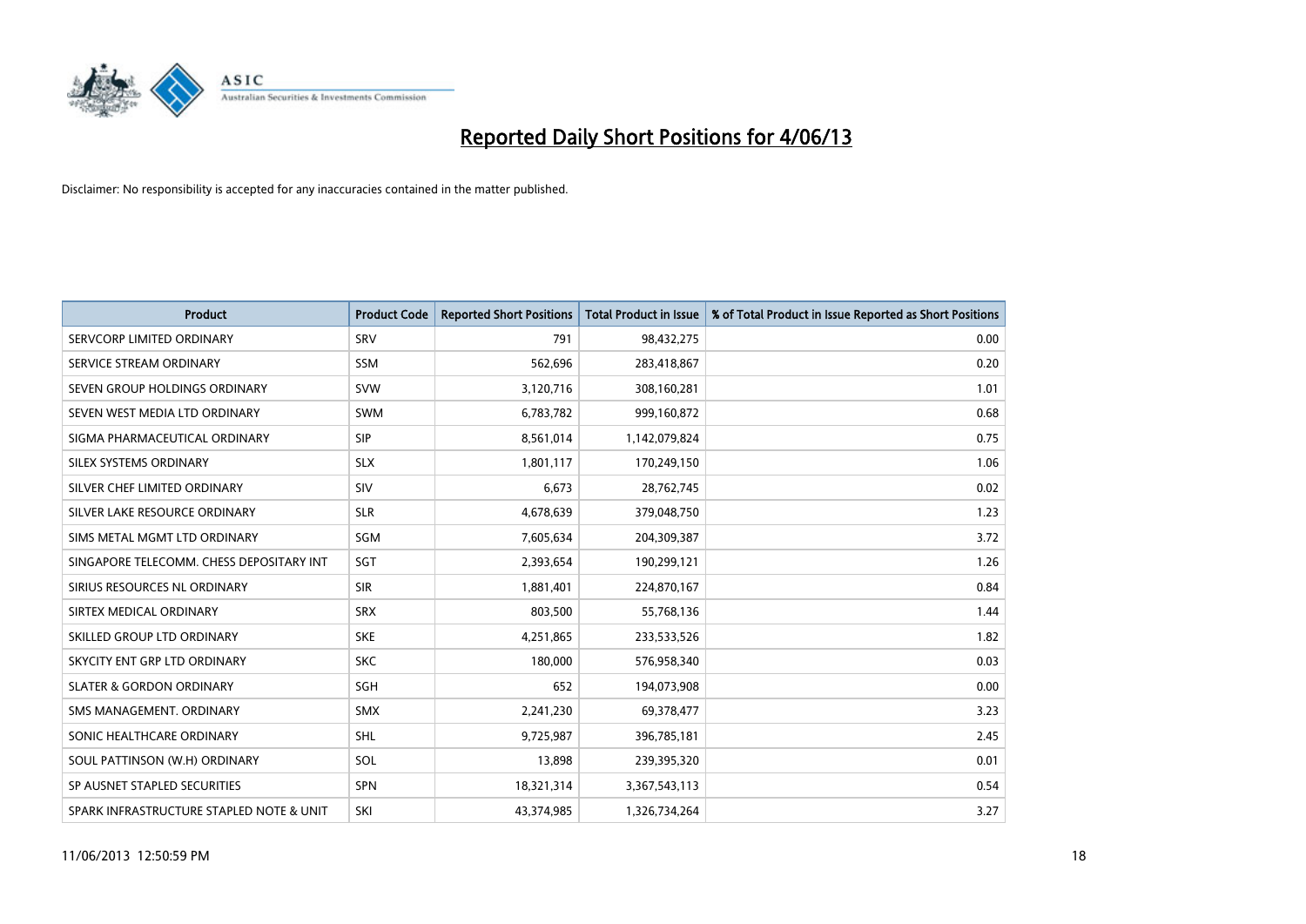# Reported Daily Short Positions for 4/06/13

Disclaimer: No responsibility is accepted for any inaccuracies contained in the matter published.

| Product | Product Code | Reported Short Positions | Total Product in Issue | % of Total Product in Issue Reported as Short Positions |
|---|---|---|---|---|
| SERVCORP LIMITED ORDINARY | SRV | 791 | 98,432,275 | 0.00 |
| SERVICE STREAM ORDINARY | SSM | 562,696 | 283,418,867 | 0.20 |
| SEVEN GROUP HOLDINGS ORDINARY | SVW | 3,120,716 | 308,160,281 | 1.01 |
| SEVEN WEST MEDIA LTD ORDINARY | SWM | 6,783,782 | 999,160,872 | 0.68 |
| SIGMA PHARMACEUTICAL ORDINARY | SIP | 8,561,014 | 1,142,079,824 | 0.75 |
| SILEX SYSTEMS ORDINARY | SLX | 1,801,117 | 170,249,150 | 1.06 |
| SILVER CHEF LIMITED ORDINARY | SIV | 6,673 | 28,762,745 | 0.02 |
| SILVER LAKE RESOURCE ORDINARY | SLR | 4,678,639 | 379,048,750 | 1.23 |
| SIMS METAL MGMT LTD ORDINARY | SGM | 7,605,634 | 204,309,387 | 3.72 |
| SINGAPORE TELECOMM. CHESS DEPOSITARY INT | SGT | 2,393,654 | 190,299,121 | 1.26 |
| SIRIUS RESOURCES NL ORDINARY | SIR | 1,881,401 | 224,870,167 | 0.84 |
| SIRTEX MEDICAL ORDINARY | SRX | 803,500 | 55,768,136 | 1.44 |
| SKILLED GROUP LTD ORDINARY | SKE | 4,251,865 | 233,533,526 | 1.82 |
| SKYCITY ENT GRP LTD ORDINARY | SKC | 180,000 | 576,958,340 | 0.03 |
| SLATER & GORDON ORDINARY | SGH | 652 | 194,073,908 | 0.00 |
| SMS MANAGEMENT. ORDINARY | SMX | 2,241,230 | 69,378,477 | 3.23 |
| SONIC HEALTHCARE ORDINARY | SHL | 9,725,987 | 396,785,181 | 2.45 |
| SOUL PATTINSON (W.H) ORDINARY | SOL | 13,898 | 239,395,320 | 0.01 |
| SP AUSNET STAPLED SECURITIES | SPN | 18,321,314 | 3,367,543,113 | 0.54 |
| SPARK INFRASTRUCTURE STAPLED NOTE & UNIT | SKI | 43,374,985 | 1,326,734,264 | 3.27 |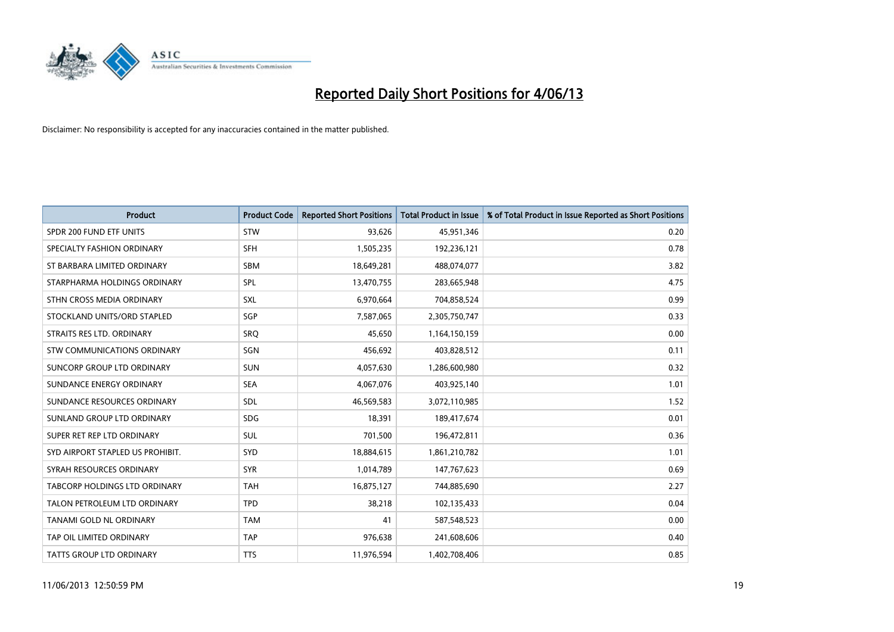# Reported Daily Short Positions for 4/06/13

Disclaimer: No responsibility is accepted for any inaccuracies contained in the matter published.

| Product | Product Code | Reported Short Positions | Total Product in Issue | % of Total Product in Issue Reported as Short Positions |
|---|---|---|---|---|
| SPDR 200 FUND ETF UNITS | STW | 93,626 | 45,951,346 | 0.20 |
| SPECIALTY FASHION ORDINARY | SFH | 1,505,235 | 192,236,121 | 0.78 |
| ST BARBARA LIMITED ORDINARY | SBM | 18,649,281 | 488,074,077 | 3.82 |
| STARPHARMA HOLDINGS ORDINARY | SPL | 13,470,755 | 283,665,948 | 4.75 |
| STHN CROSS MEDIA ORDINARY | SXL | 6,970,664 | 704,858,524 | 0.99 |
| STOCKLAND UNITS/ORD STAPLED | SGP | 7,587,065 | 2,305,750,747 | 0.33 |
| STRAITS RES LTD. ORDINARY | SRQ | 45,650 | 1,164,150,159 | 0.00 |
| STW COMMUNICATIONS ORDINARY | SGN | 456,692 | 403,828,512 | 0.11 |
| SUNCORP GROUP LTD ORDINARY | SUN | 4,057,630 | 1,286,600,980 | 0.32 |
| SUNDANCE ENERGY ORDINARY | SEA | 4,067,076 | 403,925,140 | 1.01 |
| SUNDANCE RESOURCES ORDINARY | SDL | 46,569,583 | 3,072,110,985 | 1.52 |
| SUNLAND GROUP LTD ORDINARY | SDG | 18,391 | 189,417,674 | 0.01 |
| SUPER RET REP LTD ORDINARY | SUL | 701,500 | 196,472,811 | 0.36 |
| SYD AIRPORT STAPLED US PROHIBIT. | SYD | 18,884,615 | 1,861,210,782 | 1.01 |
| SYRAH RESOURCES ORDINARY | SYR | 1,014,789 | 147,767,623 | 0.69 |
| TABCORP HOLDINGS LTD ORDINARY | TAH | 16,875,127 | 744,885,690 | 2.27 |
| TALON PETROLEUM LTD ORDINARY | TPD | 38,218 | 102,135,433 | 0.04 |
| TANAMI GOLD NL ORDINARY | TAM | 41 | 587,548,523 | 0.00 |
| TAP OIL LIMITED ORDINARY | TAP | 976,638 | 241,608,606 | 0.40 |
| TATTS GROUP LTD ORDINARY | TTS | 11,976,594 | 1,402,708,406 | 0.85 |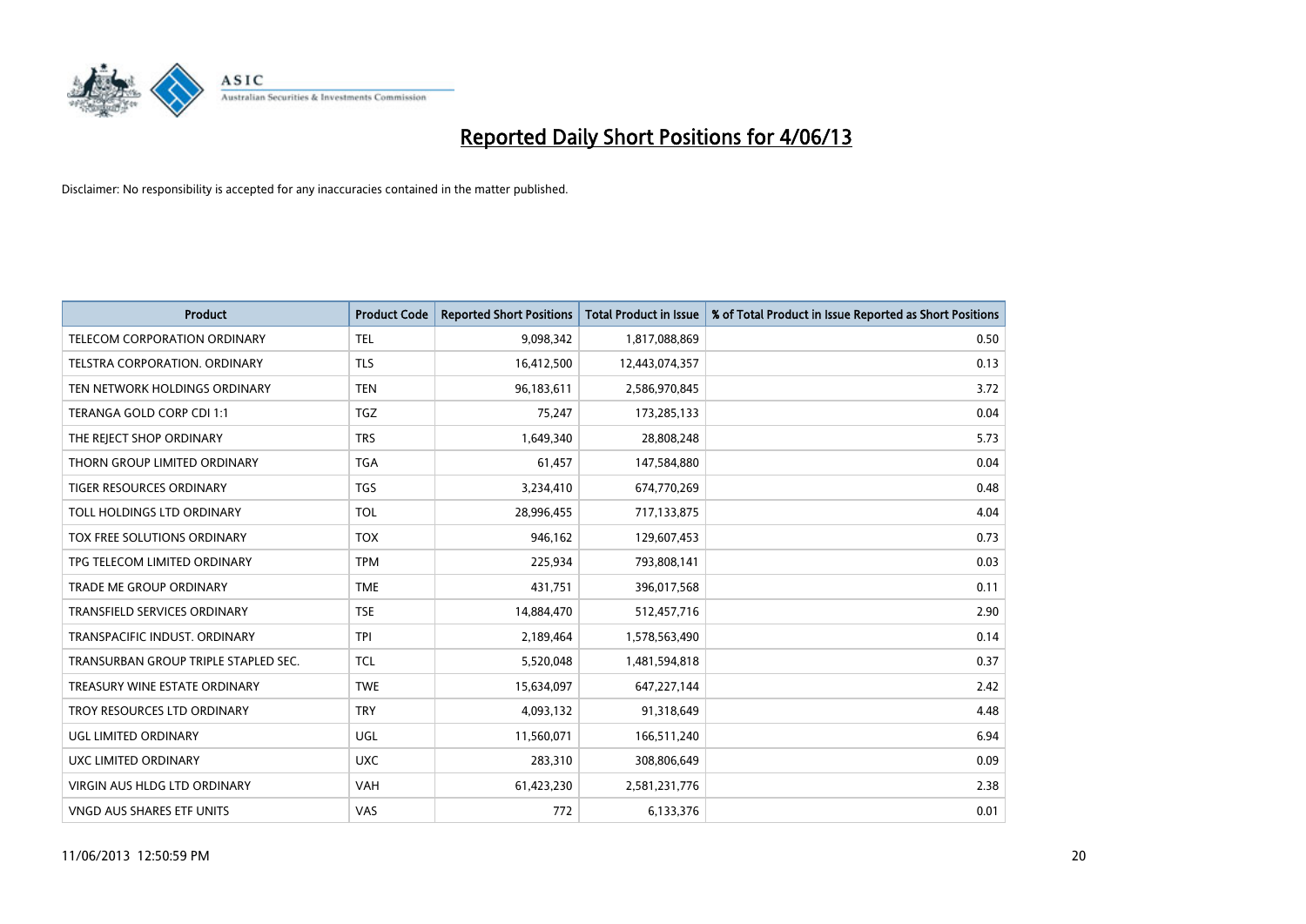# Reported Daily Short Positions for 4/06/13

Disclaimer: No responsibility is accepted for any inaccuracies contained in the matter published.

| Product | Product Code | Reported Short Positions | Total Product in Issue | % of Total Product in Issue Reported as Short Positions |
|---|---|---|---|---|
| TELECOM CORPORATION ORDINARY | TEL | 9,098,342 | 1,817,088,869 | 0.50 |
| TELSTRA CORPORATION. ORDINARY | TLS | 16,412,500 | 12,443,074,357 | 0.13 |
| TEN NETWORK HOLDINGS ORDINARY | TEN | 96,183,611 | 2,586,970,845 | 3.72 |
| TERANGA GOLD CORP CDI 1:1 | TGZ | 75,247 | 173,285,133 | 0.04 |
| THE REJECT SHOP ORDINARY | TRS | 1,649,340 | 28,808,248 | 5.73 |
| THORN GROUP LIMITED ORDINARY | TGA | 61,457 | 147,584,880 | 0.04 |
| TIGER RESOURCES ORDINARY | TGS | 3,234,410 | 674,770,269 | 0.48 |
| TOLL HOLDINGS LTD ORDINARY | TOL | 28,996,455 | 717,133,875 | 4.04 |
| TOX FREE SOLUTIONS ORDINARY | TOX | 946,162 | 129,607,453 | 0.73 |
| TPG TELECOM LIMITED ORDINARY | TPM | 225,934 | 793,808,141 | 0.03 |
| TRADE ME GROUP ORDINARY | TME | 431,751 | 396,017,568 | 0.11 |
| TRANSFIELD SERVICES ORDINARY | TSE | 14,884,470 | 512,457,716 | 2.90 |
| TRANSPACIFIC INDUST. ORDINARY | TPI | 2,189,464 | 1,578,563,490 | 0.14 |
| TRANSURBAN GROUP TRIPLE STAPLED SEC. | TCL | 5,520,048 | 1,481,594,818 | 0.37 |
| TREASURY WINE ESTATE ORDINARY | TWE | 15,634,097 | 647,227,144 | 2.42 |
| TROY RESOURCES LTD ORDINARY | TRY | 4,093,132 | 91,318,649 | 4.48 |
| UGL LIMITED ORDINARY | UGL | 11,560,071 | 166,511,240 | 6.94 |
| UXC LIMITED ORDINARY | UXC | 283,310 | 308,806,649 | 0.09 |
| VIRGIN AUS HLDG LTD ORDINARY | VAH | 61,423,230 | 2,581,231,776 | 2.38 |
| VNGD AUS SHARES ETF UNITS | VAS | 772 | 6,133,376 | 0.01 |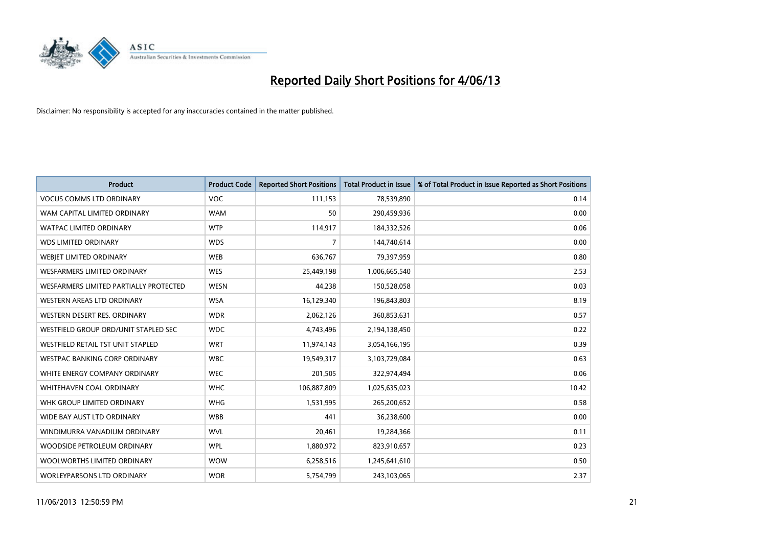# Reported Daily Short Positions for 4/06/13

Disclaimer: No responsibility is accepted for any inaccuracies contained in the matter published.

| Product | Product Code | Reported Short Positions | Total Product in Issue | % of Total Product in Issue Reported as Short Positions |
|---|---|---|---|---|
| VOCUS COMMS LTD ORDINARY | VOC | 111,153 | 78,539,890 | 0.14 |
| WAM CAPITAL LIMITED ORDINARY | WAM | 50 | 290,459,936 | 0.00 |
| WATPAC LIMITED ORDINARY | WTP | 114,917 | 184,332,526 | 0.06 |
| WDS LIMITED ORDINARY | WDS | 7 | 144,740,614 | 0.00 |
| WEBJET LIMITED ORDINARY | WEB | 636,767 | 79,397,959 | 0.80 |
| WESFARMERS LIMITED ORDINARY | WES | 25,449,198 | 1,006,665,540 | 2.53 |
| WESFARMERS LIMITED PARTIALLY PROTECTED | WESN | 44,238 | 150,528,058 | 0.03 |
| WESTERN AREAS LTD ORDINARY | WSA | 16,129,340 | 196,843,803 | 8.19 |
| WESTERN DESERT RES. ORDINARY | WDR | 2,062,126 | 360,853,631 | 0.57 |
| WESTFIELD GROUP ORD/UNIT STAPLED SEC | WDC | 4,743,496 | 2,194,138,450 | 0.22 |
| WESTFIELD RETAIL TST UNIT STAPLED | WRT | 11,974,143 | 3,054,166,195 | 0.39 |
| WESTPAC BANKING CORP ORDINARY | WBC | 19,549,317 | 3,103,729,084 | 0.63 |
| WHITE ENERGY COMPANY ORDINARY | WEC | 201,505 | 322,974,494 | 0.06 |
| WHITEHAVEN COAL ORDINARY | WHC | 106,887,809 | 1,025,635,023 | 10.42 |
| WHK GROUP LIMITED ORDINARY | WHG | 1,531,995 | 265,200,652 | 0.58 |
| WIDE BAY AUST LTD ORDINARY | WBB | 441 | 36,238,600 | 0.00 |
| WINDIMURRA VANADIUM ORDINARY | WVL | 20,461 | 19,284,366 | 0.11 |
| WOODSIDE PETROLEUM ORDINARY | WPL | 1,880,972 | 823,910,657 | 0.23 |
| WOOLWORTHS LIMITED ORDINARY | WOW | 6,258,516 | 1,245,641,610 | 0.50 |
| WORLEYPARSONS LTD ORDINARY | WOR | 5,754,799 | 243,103,065 | 2.37 |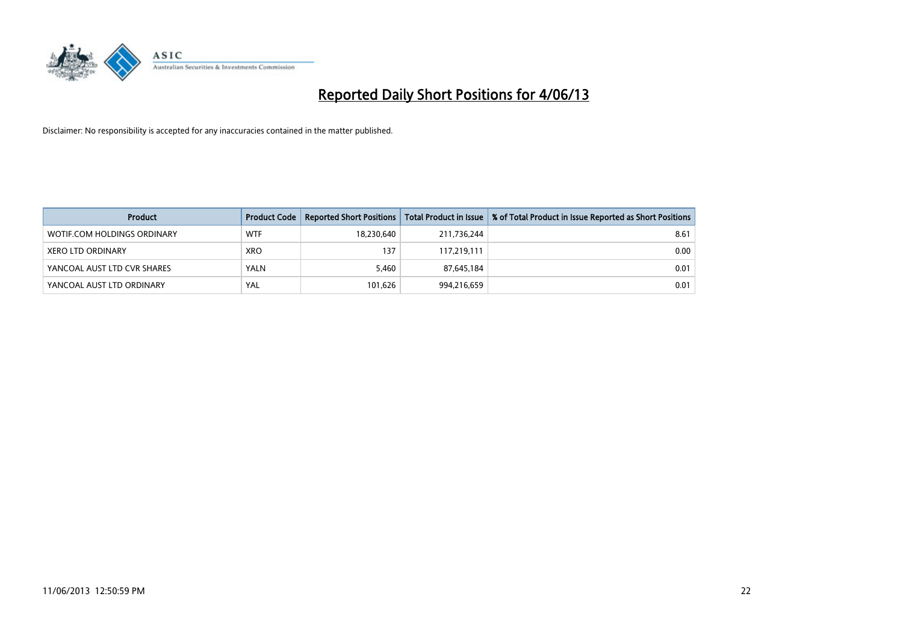# Reported Daily Short Positions for 4/06/13

Disclaimer: No responsibility is accepted for any inaccuracies contained in the matter published.

| Product | Product Code | Reported Short Positions | Total Product in Issue | % of Total Product in Issue Reported as Short Positions |
|---|---|---|---|---|
| WOTIF.COM HOLDINGS ORDINARY | WTF | 18,230,640 | 211,736,244 | 8.61 |
| XERO LTD ORDINARY | XRO | 137 | 117,219,111 | 0.00 |
| YANCOAL AUST LTD CVR SHARES | YALN | 5,460 | 87,645,184 | 0.01 |
| YANCOAL AUST LTD ORDINARY | YAL | 101,626 | 994,216,659 | 0.01 |

11/06/2013 12:50:59 PM